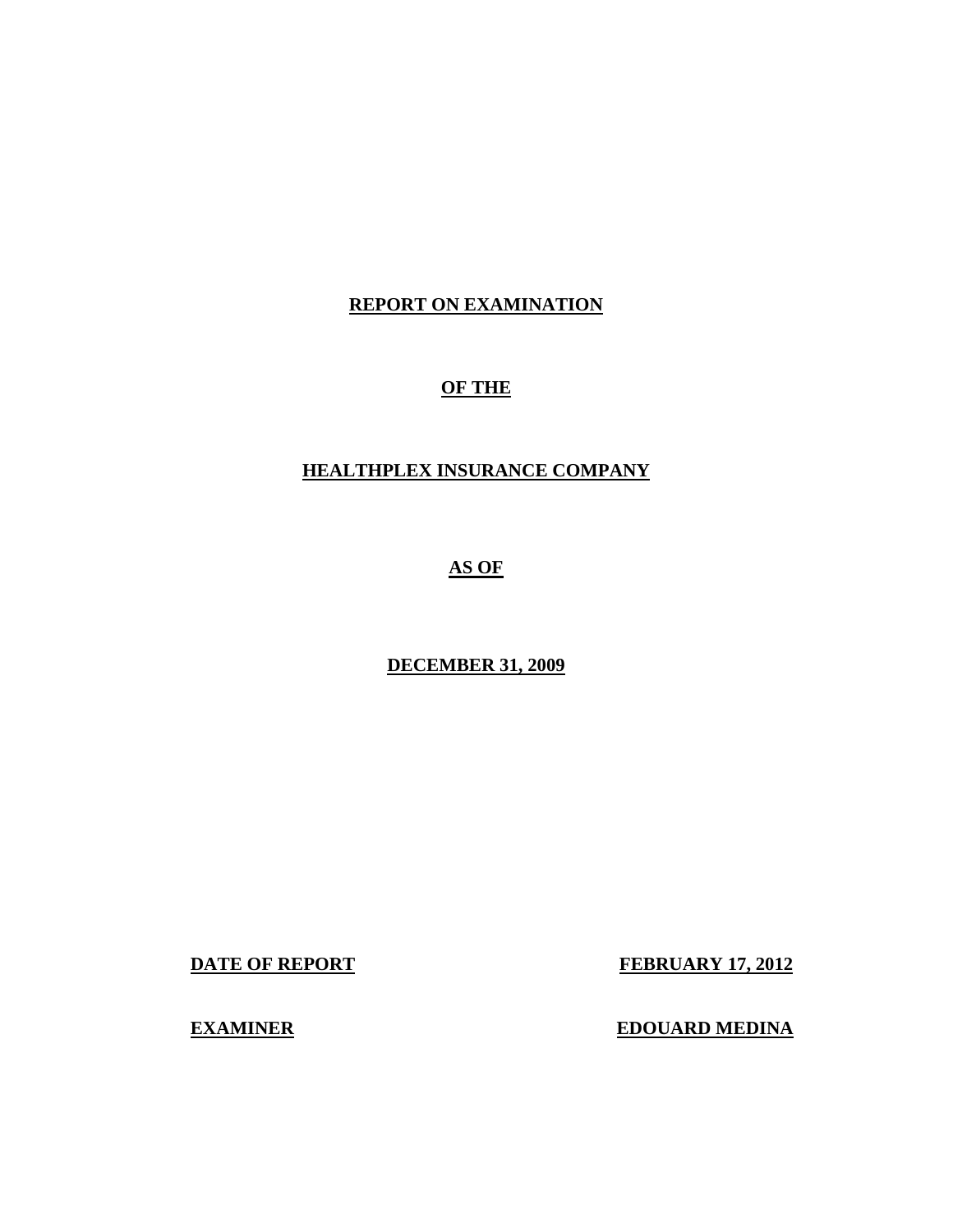# REPORT ON EXAMINATION

## OF THE

## HEALTHPLEX INSURANCE COMPANY

## AS OF

## DECEMBER 31, 2009

**DATE OF REPORT** FEBRUARY 17, 2012

**EXAMINER** EDOUARD MEDINA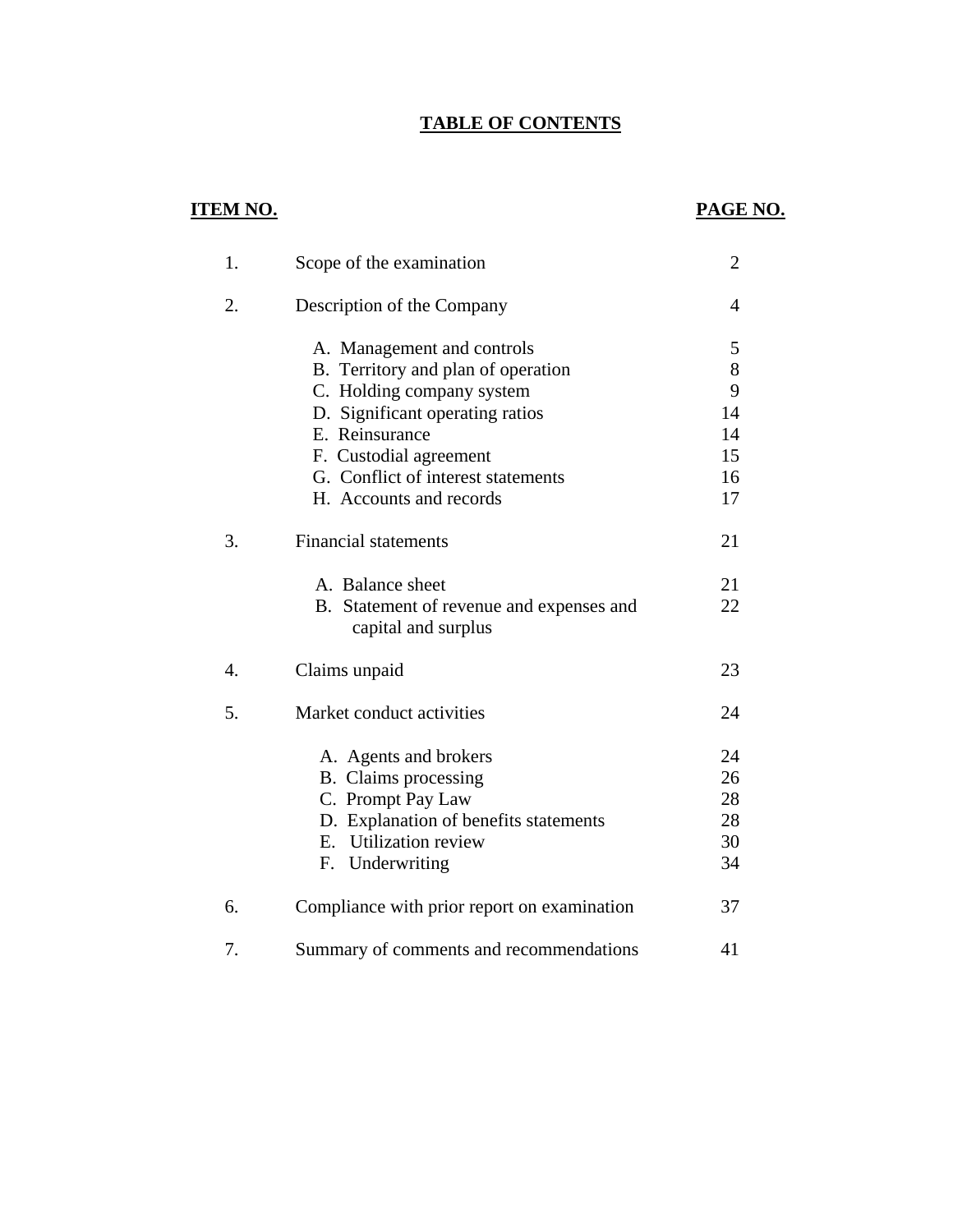# TABLE OF CONTENTS

| ITEM NO. | | PAGE NO. |
|---|---|---|
| 1. | Scope of the examination | 2 |
| 2. | Description of the Company | 4 |
| | A. Management and controls | 5 |
| | B. Territory and plan of operation | 8 |
| | C. Holding company system | 9 |
| | D. Significant operating ratios | 14 |
| | E. Reinsurance | 14 |
| | F. Custodial agreement | 15 |
| | G. Conflict of interest statements | 16 |
| | H. Accounts and records | 17 |
| 3. | Financial statements | 21 |
| | A. Balance sheet | 21 |
| | B. Statement of revenue and expenses and capital and surplus | 22 |
| 4. | Claims unpaid | 23 |
| 5. | Market conduct activities | 24 |
| | A. Agents and brokers | 24 |
| | B. Claims processing | 26 |
| | C. Prompt Pay Law | 28 |
| | D. Explanation of benefits statements | 28 |
| | E. Utilization review | 30 |
| | F. Underwriting | 34 |
| 6. | Compliance with prior report on examination | 37 |
| 7. | Summary of comments and recommendations | 41 |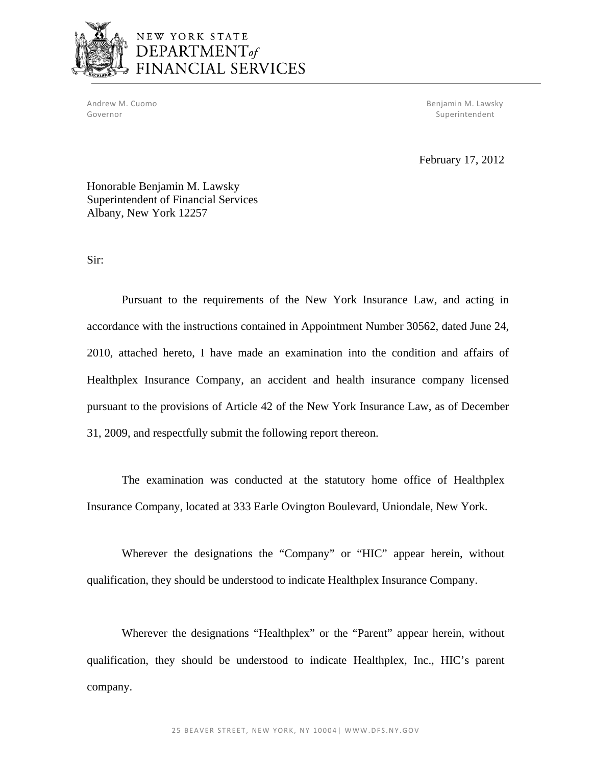NEW YORK STATE
DEPARTMENT *of*
FINANCIAL SERVICES

Andrew M. Cuomo
Governor

Benjamin M. Lawsky
Superintendent

February 17, 2012

Honorable Benjamin M. Lawsky
Superintendent of Financial Services
Albany, New York 12257

Sir:

Pursuant to the requirements of the New York Insurance Law, and acting in accordance with the instructions contained in Appointment Number 30562, dated June 24, 2010, attached hereto, I have made an examination into the condition and affairs of Healthplex Insurance Company, an accident and health insurance company licensed pursuant to the provisions of Article 42 of the New York Insurance Law, as of December 31, 2009, and respectfully submit the following report thereon.

The examination was conducted at the statutory home office of Healthplex Insurance Company, located at 333 Earle Ovington Boulevard, Uniondale, New York.

Wherever the designations the "Company" or "HIC" appear herein, without qualification, they should be understood to indicate Healthplex Insurance Company.

Wherever the designations "Healthplex" or the "Parent" appear herein, without qualification, they should be understood to indicate Healthplex, Inc., HIC's parent company.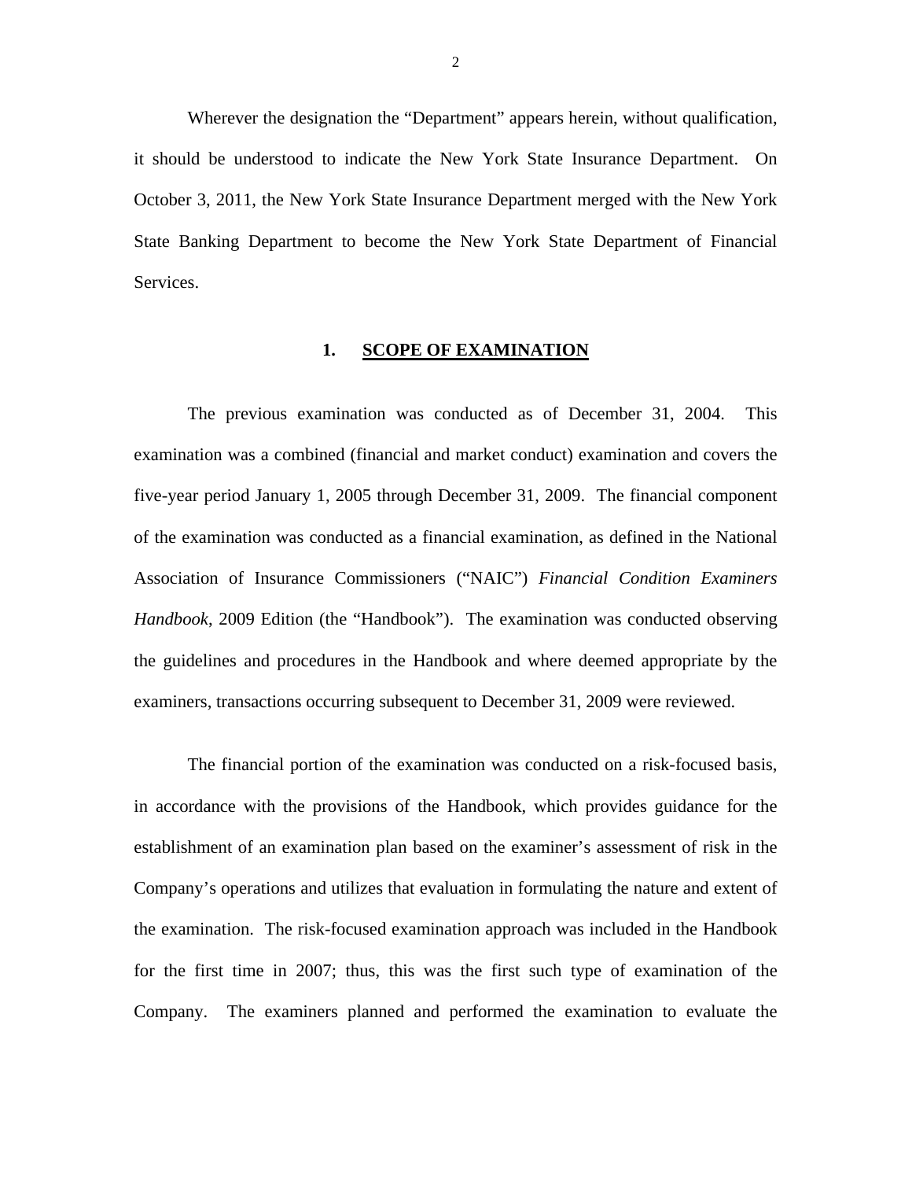Wherever the designation the "Department" appears herein, without qualification, it should be understood to indicate the New York State Insurance Department. On October 3, 2011, the New York State Insurance Department merged with the New York State Banking Department to become the New York State Department of Financial Services.

## 1. SCOPE OF EXAMINATION

The previous examination was conducted as of December 31, 2004. This examination was a combined (financial and market conduct) examination and covers the five-year period January 1, 2005 through December 31, 2009. The financial component of the examination was conducted as a financial examination, as defined in the National Association of Insurance Commissioners ("NAIC") *Financial Condition Examiners Handbook*, 2009 Edition (the "Handbook"). The examination was conducted observing the guidelines and procedures in the Handbook and where deemed appropriate by the examiners, transactions occurring subsequent to December 31, 2009 were reviewed.

The financial portion of the examination was conducted on a risk-focused basis, in accordance with the provisions of the Handbook, which provides guidance for the establishment of an examination plan based on the examiner's assessment of risk in the Company's operations and utilizes that evaluation in formulating the nature and extent of the examination. The risk-focused examination approach was included in the Handbook for the first time in 2007; thus, this was the first such type of examination of the Company. The examiners planned and performed the examination to evaluate the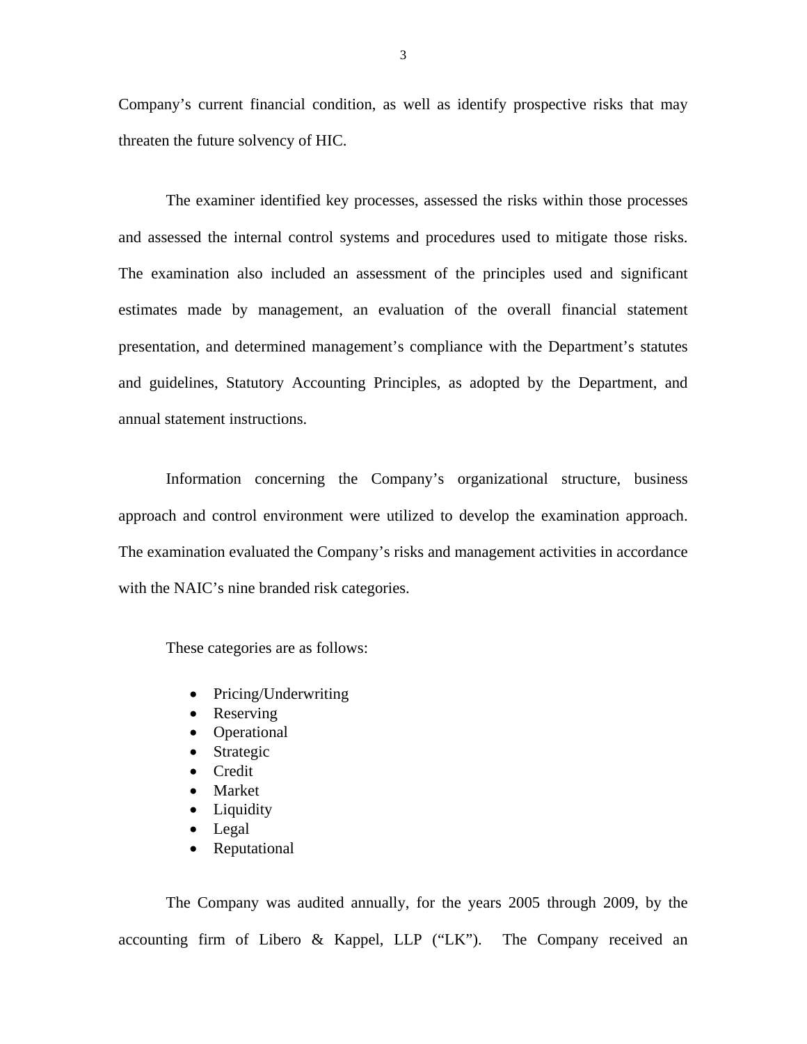Company's current financial condition, as well as identify prospective risks that may threaten the future solvency of HIC.

The examiner identified key processes, assessed the risks within those processes and assessed the internal control systems and procedures used to mitigate those risks. The examination also included an assessment of the principles used and significant estimates made by management, an evaluation of the overall financial statement presentation, and determined management's compliance with the Department's statutes and guidelines, Statutory Accounting Principles, as adopted by the Department, and annual statement instructions.

Information concerning the Company's organizational structure, business approach and control environment were utilized to develop the examination approach. The examination evaluated the Company's risks and management activities in accordance with the NAIC's nine branded risk categories.

These categories are as follows:

- Pricing/Underwriting
- Reserving
- Operational
- Strategic
- Credit
- Market
- Liquidity
- Legal
- Reputational

The Company was audited annually, for the years 2005 through 2009, by the accounting firm of Libero & Kappel, LLP ("LK"). The Company received an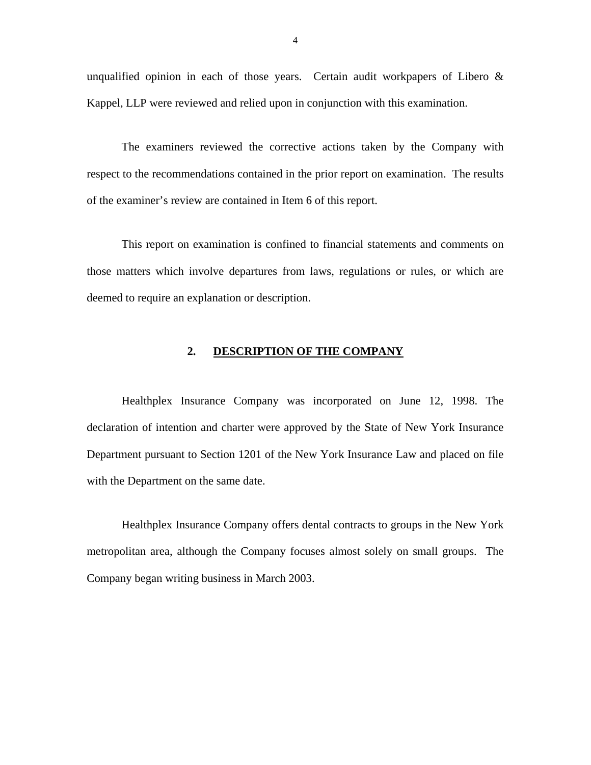unqualified opinion in each of those years. Certain audit workpapers of Libero & Kappel, LLP were reviewed and relied upon in conjunction with this examination.

The examiners reviewed the corrective actions taken by the Company with respect to the recommendations contained in the prior report on examination. The results of the examiner's review are contained in Item 6 of this report.

This report on examination is confined to financial statements and comments on those matters which involve departures from laws, regulations or rules, or which are deemed to require an explanation or description.

## 2. DESCRIPTION OF THE COMPANY

Healthplex Insurance Company was incorporated on June 12, 1998. The declaration of intention and charter were approved by the State of New York Insurance Department pursuant to Section 1201 of the New York Insurance Law and placed on file with the Department on the same date.

Healthplex Insurance Company offers dental contracts to groups in the New York metropolitan area, although the Company focuses almost solely on small groups. The Company began writing business in March 2003.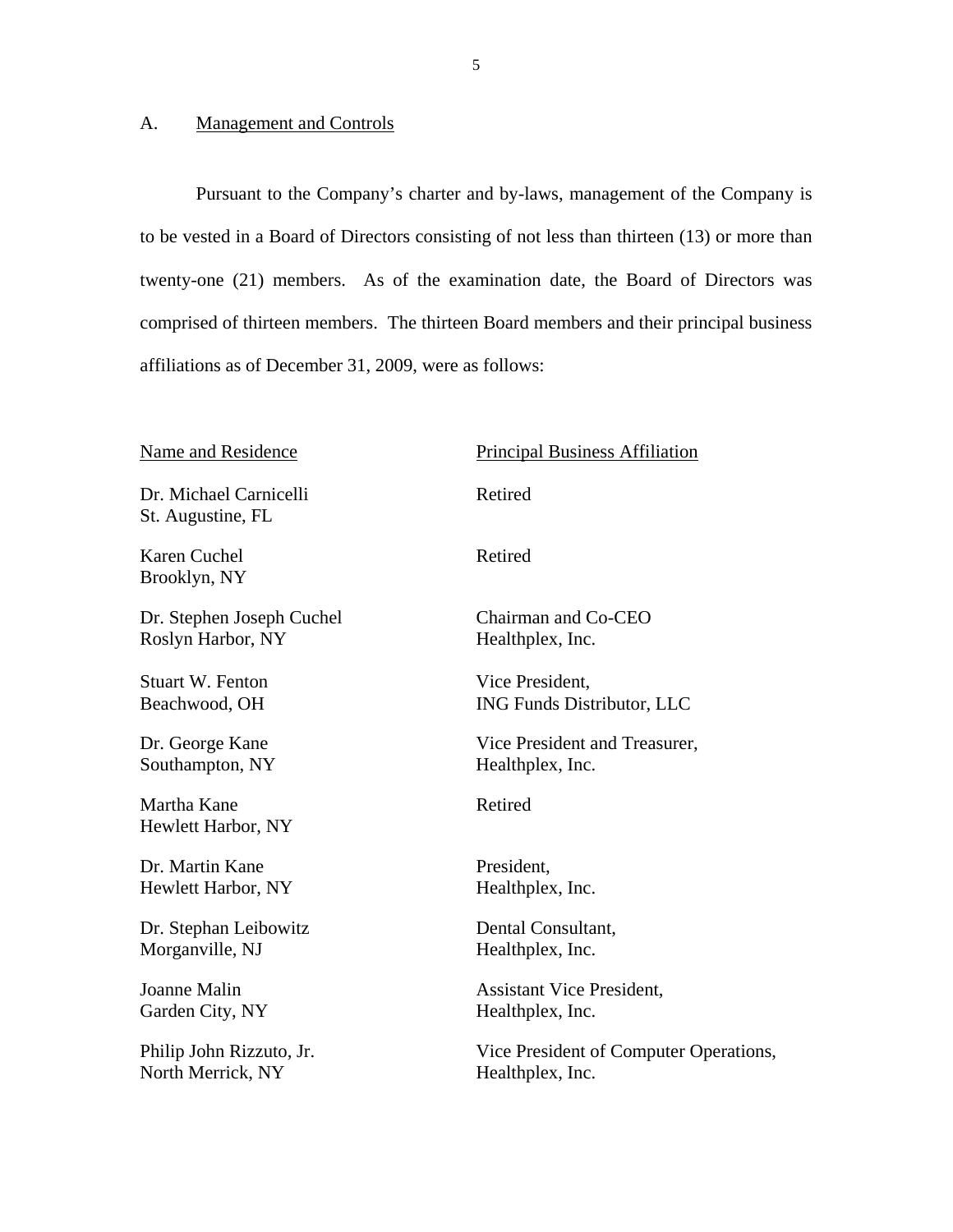## A. Management and Controls

Pursuant to the Company's charter and by-laws, management of the Company is to be vested in a Board of Directors consisting of not less than thirteen (13) or more than twenty-one (21) members. As of the examination date, the Board of Directors was comprised of thirteen members. The thirteen Board members and their principal business affiliations as of December 31, 2009, were as follows:

| Name and Residence | Principal Business Affiliation |
|---|---|
| Dr. Michael Carnicelli<br>St. Augustine, FL | Retired |
| Karen Cuchel<br>Brooklyn, NY | Retired |
| Dr. Stephen Joseph Cuchel<br>Roslyn Harbor, NY | Chairman and Co-CEO<br>Healthplex, Inc. |
| Stuart W. Fenton<br>Beachwood, OH | Vice President,<br>ING Funds Distributor, LLC |
| Dr. George Kane<br>Southampton, NY | Vice President and Treasurer,<br>Healthplex, Inc. |
| Martha Kane<br>Hewlett Harbor, NY | Retired |
| Dr. Martin Kane<br>Hewlett Harbor, NY | President,<br>Healthplex, Inc. |
| Dr. Stephan Leibowitz<br>Morganville, NJ | Dental Consultant,<br>Healthplex, Inc. |
| Joanne Malin<br>Garden City, NY | Assistant Vice President,<br>Healthplex, Inc. |
| Philip John Rizzuto, Jr.<br>North Merrick, NY | Vice President of Computer Operations,<br>Healthplex, Inc. |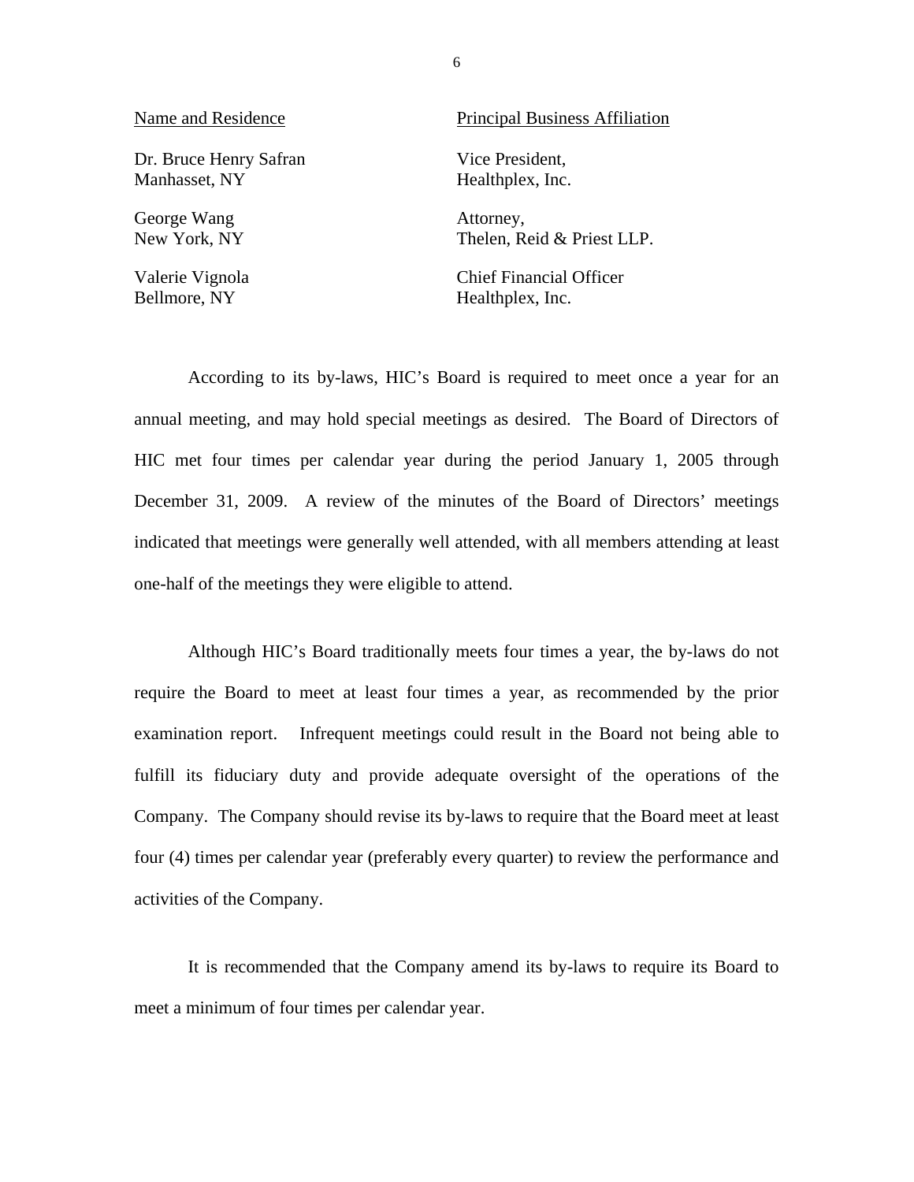| Name and Residence | Principal Business Affiliation |
|---|---|
| Dr. Bruce Henry Safran<br>Manhasset, NY | Vice President,<br>Healthplex, Inc. |
| George Wang<br>New York, NY | Attorney,<br>Thelen, Reid & Priest LLP. |
| Valerie Vignola<br>Bellmore, NY | Chief Financial Officer<br>Healthplex, Inc. |

According to its by-laws, HIC's Board is required to meet once a year for an annual meeting, and may hold special meetings as desired. The Board of Directors of HIC met four times per calendar year during the period January 1, 2005 through December 31, 2009. A review of the minutes of the Board of Directors' meetings indicated that meetings were generally well attended, with all members attending at least one-half of the meetings they were eligible to attend.

Although HIC's Board traditionally meets four times a year, the by-laws do not require the Board to meet at least four times a year, as recommended by the prior examination report. Infrequent meetings could result in the Board not being able to fulfill its fiduciary duty and provide adequate oversight of the operations of the Company. The Company should revise its by-laws to require that the Board meet at least four (4) times per calendar year (preferably every quarter) to review the performance and activities of the Company.

It is recommended that the Company amend its by-laws to require its Board to meet a minimum of four times per calendar year.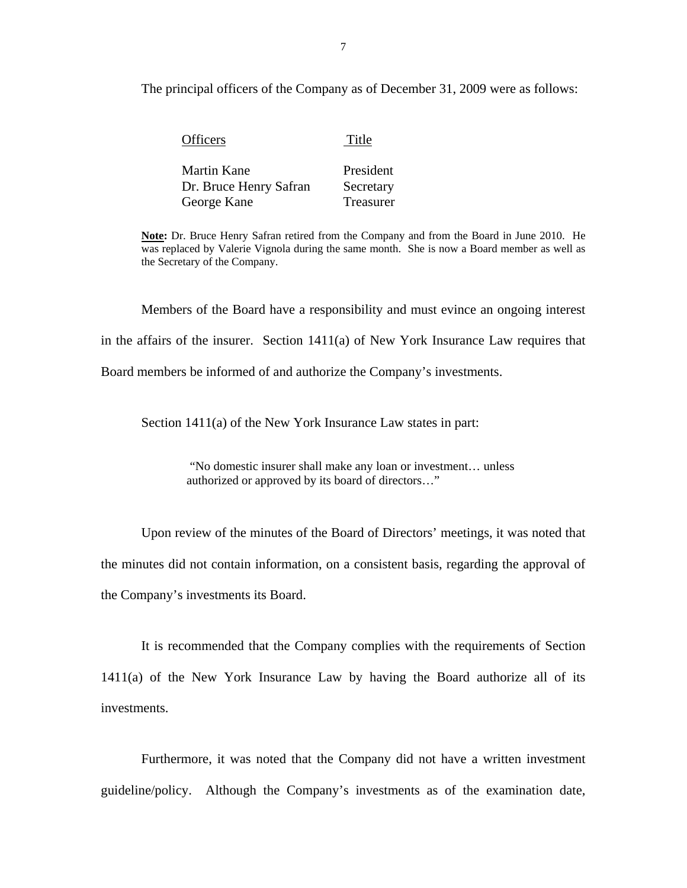The principal officers of the Company as of December 31, 2009 were as follows:

| Officers | Title |
|---|---|
| Martin Kane | President |
| Dr. Bruce Henry Safran | Secretary |
| George Kane | Treasurer |

**Note:** Dr. Bruce Henry Safran retired from the Company and from the Board in June 2010. He was replaced by Valerie Vignola during the same month. She is now a Board member as well as the Secretary of the Company.

Members of the Board have a responsibility and must evince an ongoing interest in the affairs of the insurer. Section 1411(a) of New York Insurance Law requires that Board members be informed of and authorize the Company's investments.

Section 1411(a) of the New York Insurance Law states in part:

> "No domestic insurer shall make any loan or investment… unless authorized or approved by its board of directors…"

Upon review of the minutes of the Board of Directors' meetings, it was noted that the minutes did not contain information, on a consistent basis, regarding the approval of the Company's investments its Board.

It is recommended that the Company complies with the requirements of Section 1411(a) of the New York Insurance Law by having the Board authorize all of its investments.

Furthermore, it was noted that the Company did not have a written investment guideline/policy. Although the Company's investments as of the examination date,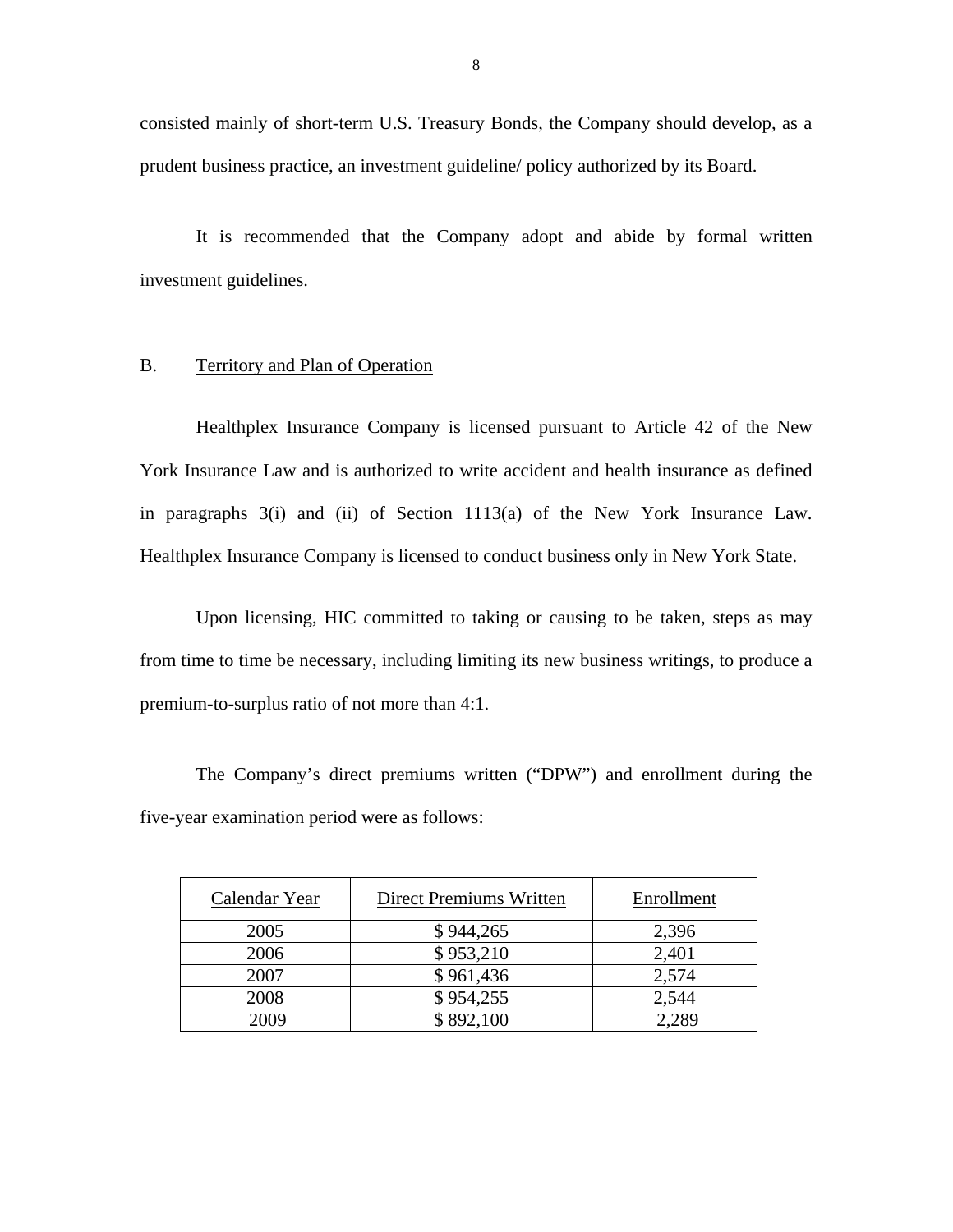consisted mainly of short-term U.S. Treasury Bonds, the Company should develop, as a prudent business practice, an investment guideline/ policy authorized by its Board.

It is recommended that the Company adopt and abide by formal written investment guidelines.

## B. Territory and Plan of Operation

Healthplex Insurance Company is licensed pursuant to Article 42 of the New York Insurance Law and is authorized to write accident and health insurance as defined in paragraphs 3(i) and (ii) of Section 1113(a) of the New York Insurance Law. Healthplex Insurance Company is licensed to conduct business only in New York State.

Upon licensing, HIC committed to taking or causing to be taken, steps as may from time to time be necessary, including limiting its new business writings, to produce a premium-to-surplus ratio of not more than 4:1.

The Company's direct premiums written ("DPW") and enrollment during the five-year examination period were as follows:

| Calendar Year | Direct Premiums Written | Enrollment |
|---|---|---|
| 2005 | $ 944,265 | 2,396 |
| 2006 | $ 953,210 | 2,401 |
| 2007 | $ 961,436 | 2,574 |
| 2008 | $ 954,255 | 2,544 |
| 2009 | $ 892,100 | 2,289 |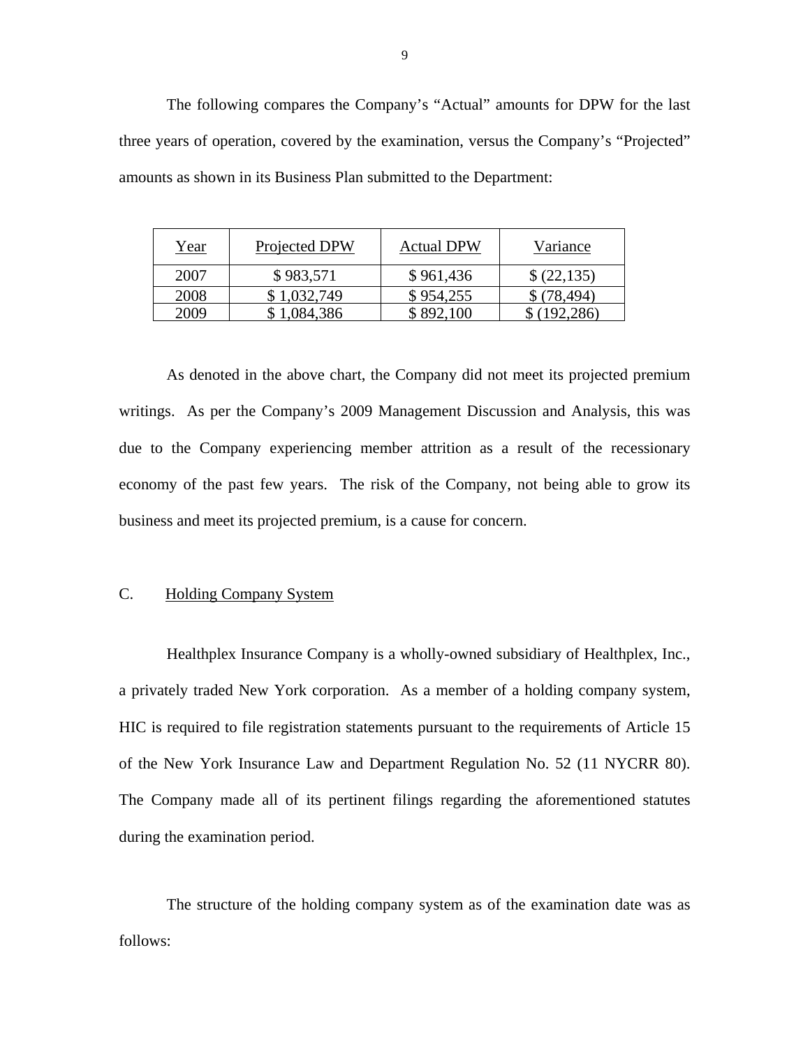The following compares the Company's "Actual" amounts for DPW for the last three years of operation, covered by the examination, versus the Company's "Projected" amounts as shown in its Business Plan submitted to the Department:

| Year | Projected DPW | Actual DPW | Variance |
|---|---|---|---|
| 2007 | $ 983,571 | $ 961,436 | $ (22,135) |
| 2008 | $ 1,032,749 | $ 954,255 | $ (78,494) |
| 2009 | $ 1,084,386 | $ 892,100 | $ (192,286) |

As denoted in the above chart, the Company did not meet its projected premium writings. As per the Company's 2009 Management Discussion and Analysis, this was due to the Company experiencing member attrition as a result of the recessionary economy of the past few years. The risk of the Company, not being able to grow its business and meet its projected premium, is a cause for concern.

## C. Holding Company System

Healthplex Insurance Company is a wholly-owned subsidiary of Healthplex, Inc., a privately traded New York corporation. As a member of a holding company system, HIC is required to file registration statements pursuant to the requirements of Article 15 of the New York Insurance Law and Department Regulation No. 52 (11 NYCRR 80). The Company made all of its pertinent filings regarding the aforementioned statutes during the examination period.

The structure of the holding company system as of the examination date was as follows: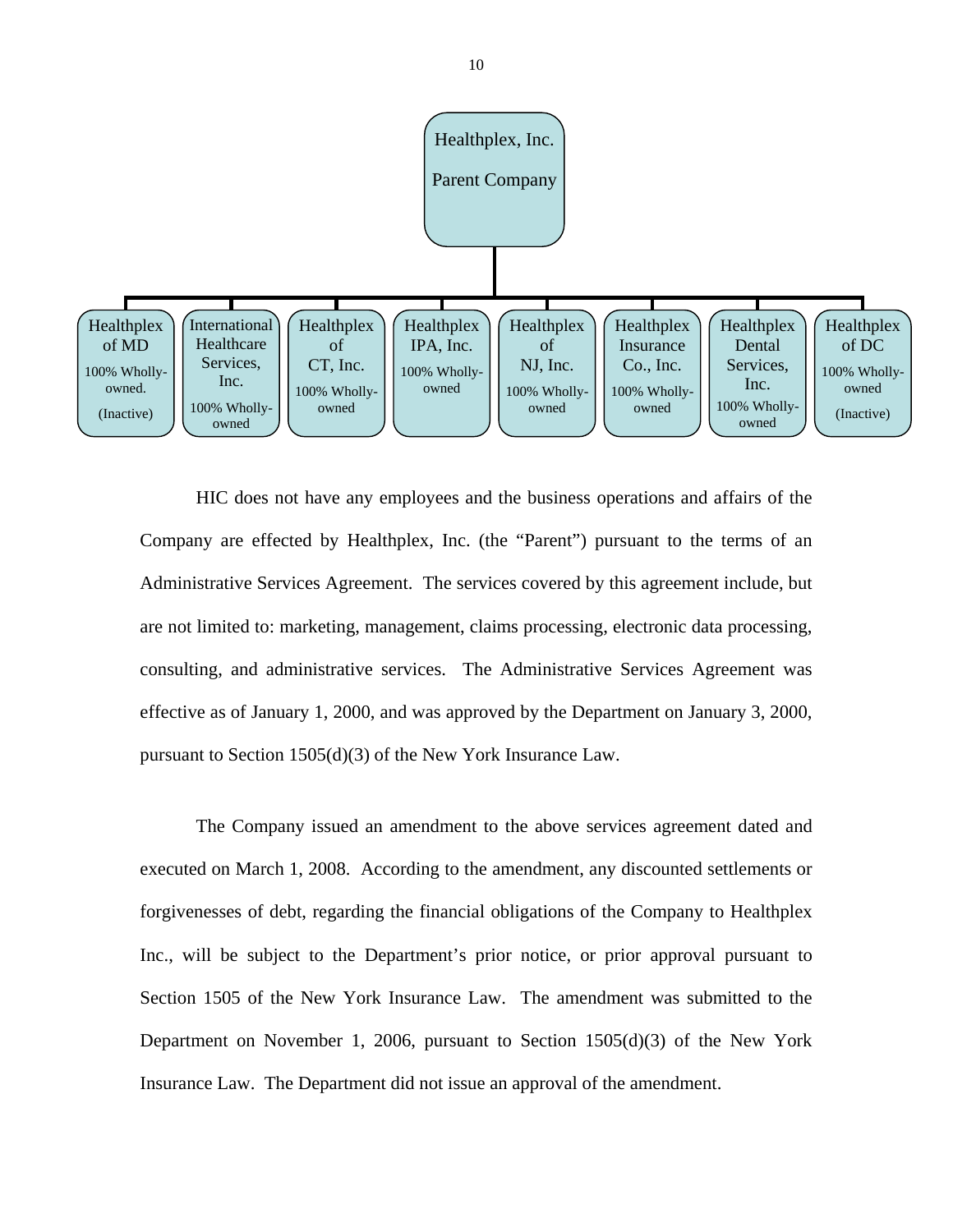Healthplex, Inc.

Parent Company

| Healthplex of MD | International Healthcare Services, Inc. | Healthplex of CT, Inc. | Healthplex IPA, Inc. | Healthplex of NJ, Inc. | Healthplex Insurance Co., Inc. | Healthplex Dental Services, Inc. | Healthplex of DC |
|---|---|---|---|---|---|---|---|
| 100% Wholly-owned. (Inactive) | 100% Wholly-owned | 100% Wholly-owned | 100% Wholly-owned | 100% Wholly-owned | 100% Wholly-owned | 100% Wholly-owned | 100% Wholly-owned (Inactive) |

HIC does not have any employees and the business operations and affairs of the Company are effected by Healthplex, Inc. (the "Parent") pursuant to the terms of an Administrative Services Agreement. The services covered by this agreement include, but are not limited to: marketing, management, claims processing, electronic data processing, consulting, and administrative services. The Administrative Services Agreement was effective as of January 1, 2000, and was approved by the Department on January 3, 2000, pursuant to Section 1505(d)(3) of the New York Insurance Law.

The Company issued an amendment to the above services agreement dated and executed on March 1, 2008. According to the amendment, any discounted settlements or forgivenesses of debt, regarding the financial obligations of the Company to Healthplex Inc., will be subject to the Department's prior notice, or prior approval pursuant to Section 1505 of the New York Insurance Law. The amendment was submitted to the Department on November 1, 2006, pursuant to Section 1505(d)(3) of the New York Insurance Law. The Department did not issue an approval of the amendment.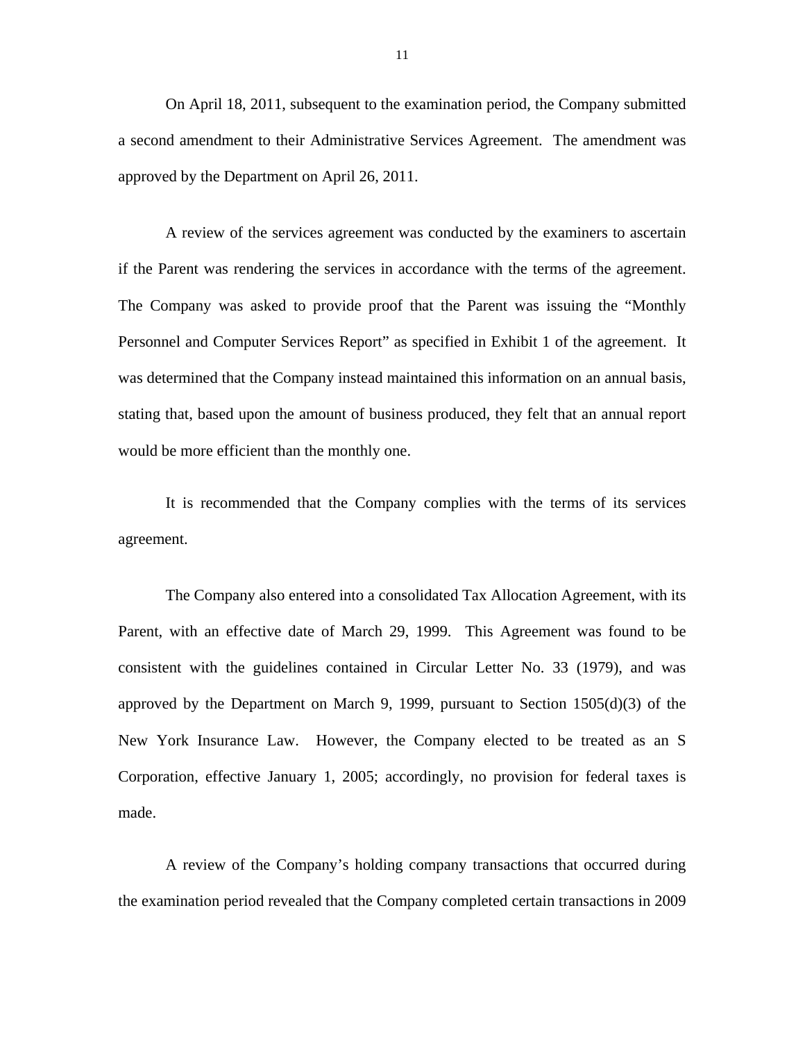On April 18, 2011, subsequent to the examination period, the Company submitted a second amendment to their Administrative Services Agreement. The amendment was approved by the Department on April 26, 2011.

A review of the services agreement was conducted by the examiners to ascertain if the Parent was rendering the services in accordance with the terms of the agreement. The Company was asked to provide proof that the Parent was issuing the "Monthly Personnel and Computer Services Report" as specified in Exhibit 1 of the agreement. It was determined that the Company instead maintained this information on an annual basis, stating that, based upon the amount of business produced, they felt that an annual report would be more efficient than the monthly one.

It is recommended that the Company complies with the terms of its services agreement.

The Company also entered into a consolidated Tax Allocation Agreement, with its Parent, with an effective date of March 29, 1999. This Agreement was found to be consistent with the guidelines contained in Circular Letter No. 33 (1979), and was approved by the Department on March 9, 1999, pursuant to Section 1505(d)(3) of the New York Insurance Law. However, the Company elected to be treated as an S Corporation, effective January 1, 2005; accordingly, no provision for federal taxes is made.

A review of the Company's holding company transactions that occurred during the examination period revealed that the Company completed certain transactions in 2009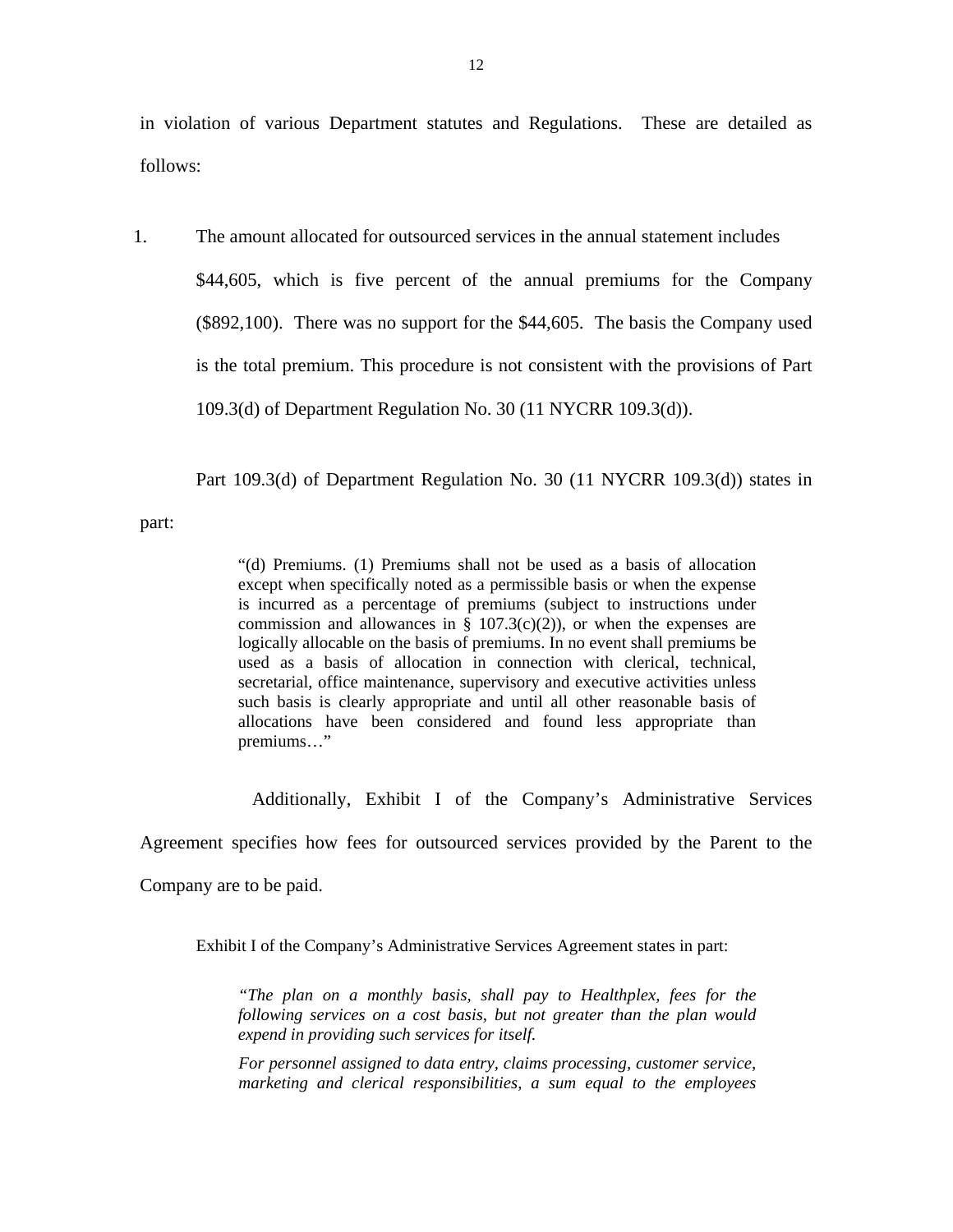in violation of various Department statutes and Regulations. These are detailed as follows:

1. The amount allocated for outsourced services in the annual statement includes $44,605, which is five percent of the annual premiums for the Company ($892,100). There was no support for the $44,605. The basis the Company used is the total premium. This procedure is not consistent with the provisions of Part 109.3(d) of Department Regulation No. 30 (11 NYCRR 109.3(d)).

Part 109.3(d) of Department Regulation No. 30 (11 NYCRR 109.3(d)) states in part:

> "(d) Premiums. (1) Premiums shall not be used as a basis of allocation except when specifically noted as a permissible basis or when the expense is incurred as a percentage of premiums (subject to instructions under commission and allowances in § 107.3(c)(2)), or when the expenses are logically allocable on the basis of premiums. In no event shall premiums be used as a basis of allocation in connection with clerical, technical, secretarial, office maintenance, supervisory and executive activities unless such basis is clearly appropriate and until all other reasonable basis of allocations have been considered and found less appropriate than premiums…"

Additionally, Exhibit I of the Company's Administrative Services Agreement specifies how fees for outsourced services provided by the Parent to the Company are to be paid.

Exhibit I of the Company's Administrative Services Agreement states in part:

> *"The plan on a monthly basis, shall pay to Healthplex, fees for the following services on a cost basis, but not greater than the plan would expend in providing such services for itself.*
>
> *For personnel assigned to data entry, claims processing, customer service, marketing and clerical responsibilities, a sum equal to the employees*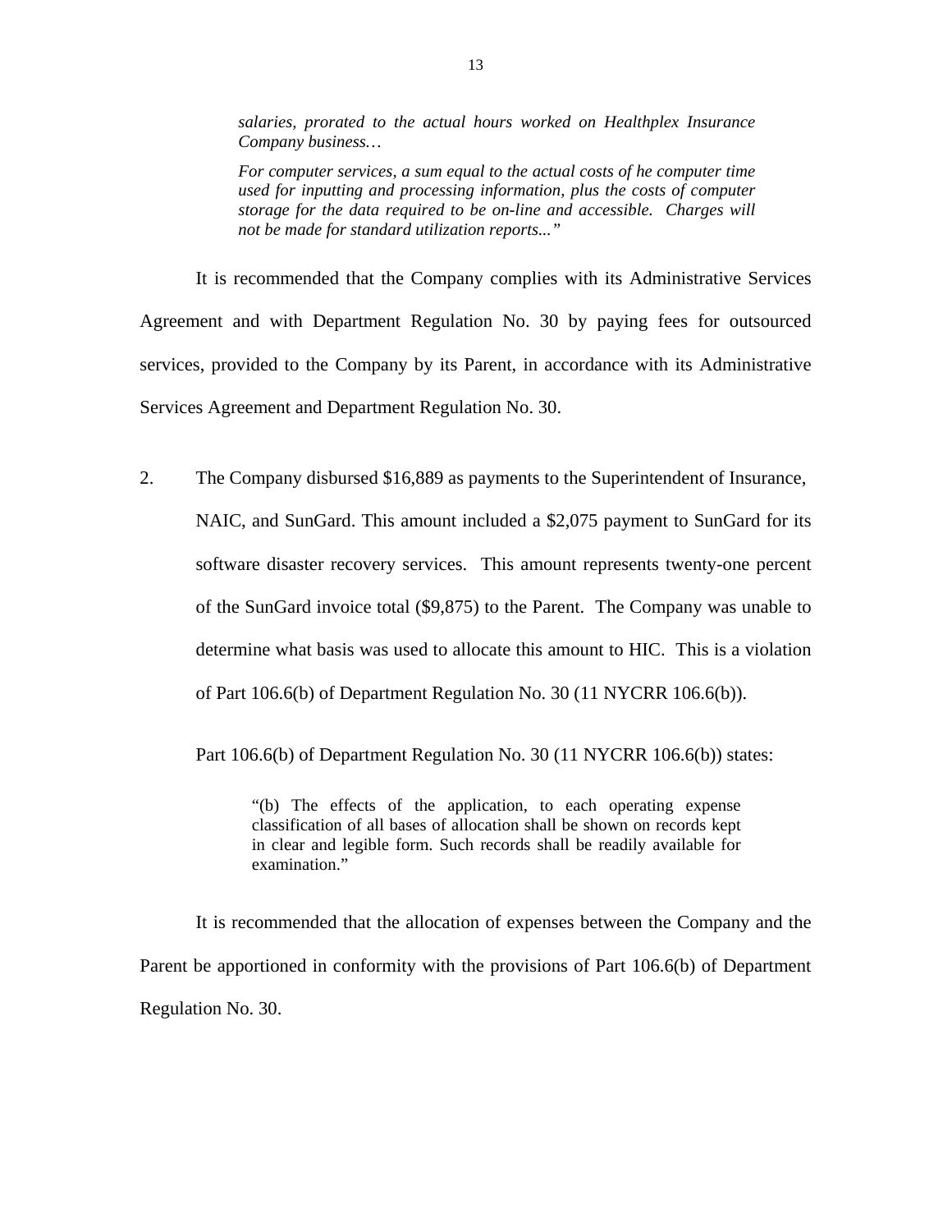> *salaries, prorated to the actual hours worked on Healthplex Insurance Company business…*
>
> *For computer services, a sum equal to the actual costs of he computer time used for inputting and processing information, plus the costs of computer storage for the data required to be on-line and accessible. Charges will not be made for standard utilization reports..."*

It is recommended that the Company complies with its Administrative Services Agreement and with Department Regulation No. 30 by paying fees for outsourced services, provided to the Company by its Parent, in accordance with its Administrative Services Agreement and Department Regulation No. 30.

2. The Company disbursed $16,889 as payments to the Superintendent of Insurance, NAIC, and SunGard. This amount included a $2,075 payment to SunGard for its software disaster recovery services. This amount represents twenty-one percent of the SunGard invoice total ($9,875) to the Parent. The Company was unable to determine what basis was used to allocate this amount to HIC. This is a violation of Part 106.6(b) of Department Regulation No. 30 (11 NYCRR 106.6(b)).

   Part 106.6(b) of Department Regulation No. 30 (11 NYCRR 106.6(b)) states:

   > "(b) The effects of the application, to each operating expense classification of all bases of allocation shall be shown on records kept in clear and legible form. Such records shall be readily available for examination."

It is recommended that the allocation of expenses between the Company and the Parent be apportioned in conformity with the provisions of Part 106.6(b) of Department Regulation No. 30.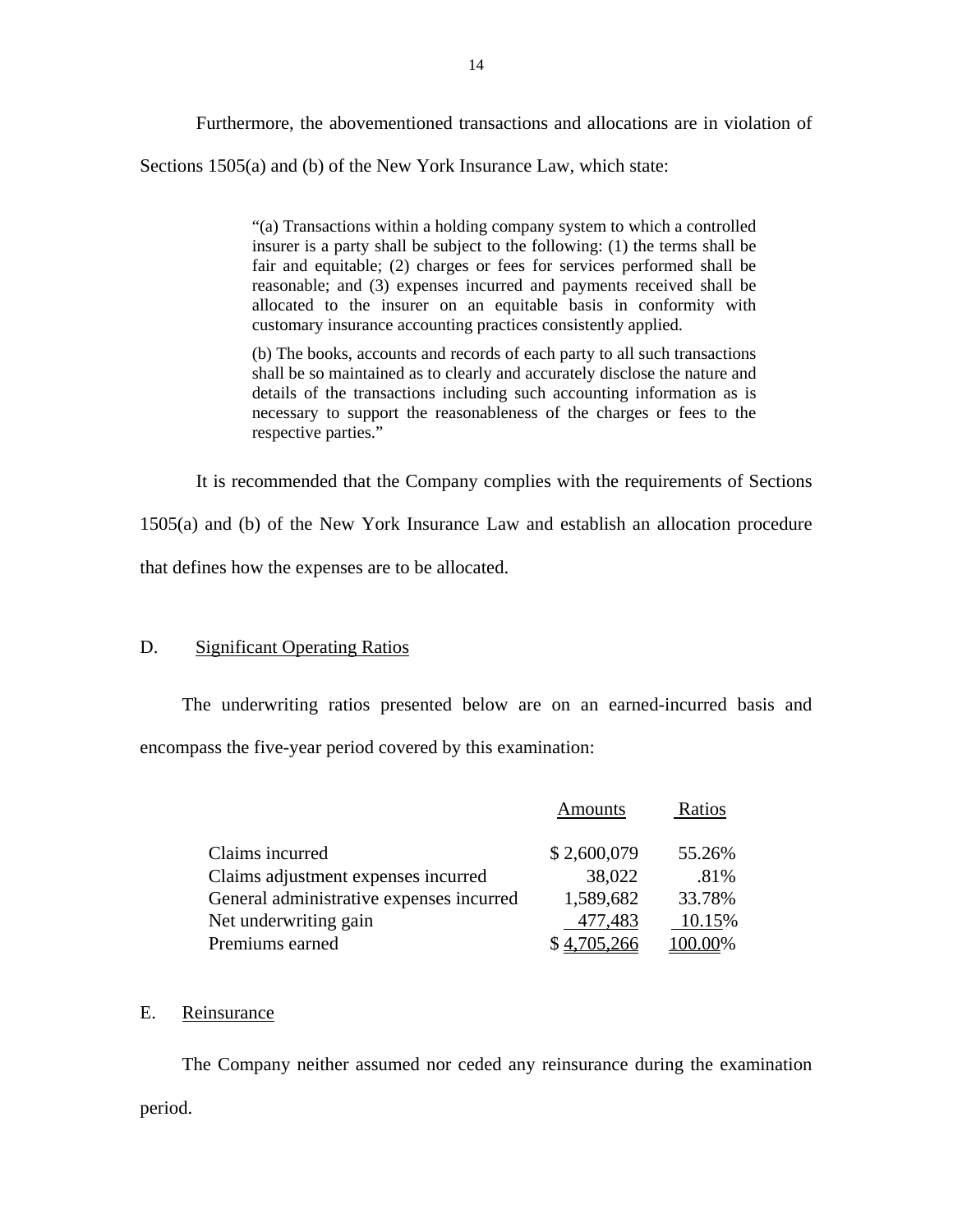Furthermore, the abovementioned transactions and allocations are in violation of Sections 1505(a) and (b) of the New York Insurance Law, which state:

> "(a) Transactions within a holding company system to which a controlled insurer is a party shall be subject to the following: (1) the terms shall be fair and equitable; (2) charges or fees for services performed shall be reasonable; and (3) expenses incurred and payments received shall be allocated to the insurer on an equitable basis in conformity with customary insurance accounting practices consistently applied.
>
> (b) The books, accounts and records of each party to all such transactions shall be so maintained as to clearly and accurately disclose the nature and details of the transactions including such accounting information as is necessary to support the reasonableness of the charges or fees to the respective parties."

It is recommended that the Company complies with the requirements of Sections 1505(a) and (b) of the New York Insurance Law and establish an allocation procedure that defines how the expenses are to be allocated.

## D. Significant Operating Ratios

The underwriting ratios presented below are on an earned-incurred basis and encompass the five-year period covered by this examination:

| | Amounts | Ratios |
|---|---|---|
| Claims incurred | $ 2,600,079 | 55.26% |
| Claims adjustment expenses incurred | 38,022 | .81% |
| General administrative expenses incurred | 1,589,682 | 33.78% |
| Net underwriting gain | 477,483 | 10.15% |
| Premiums earned | $ 4,705,266 | 100.00% |

## E. Reinsurance

The Company neither assumed nor ceded any reinsurance during the examination period.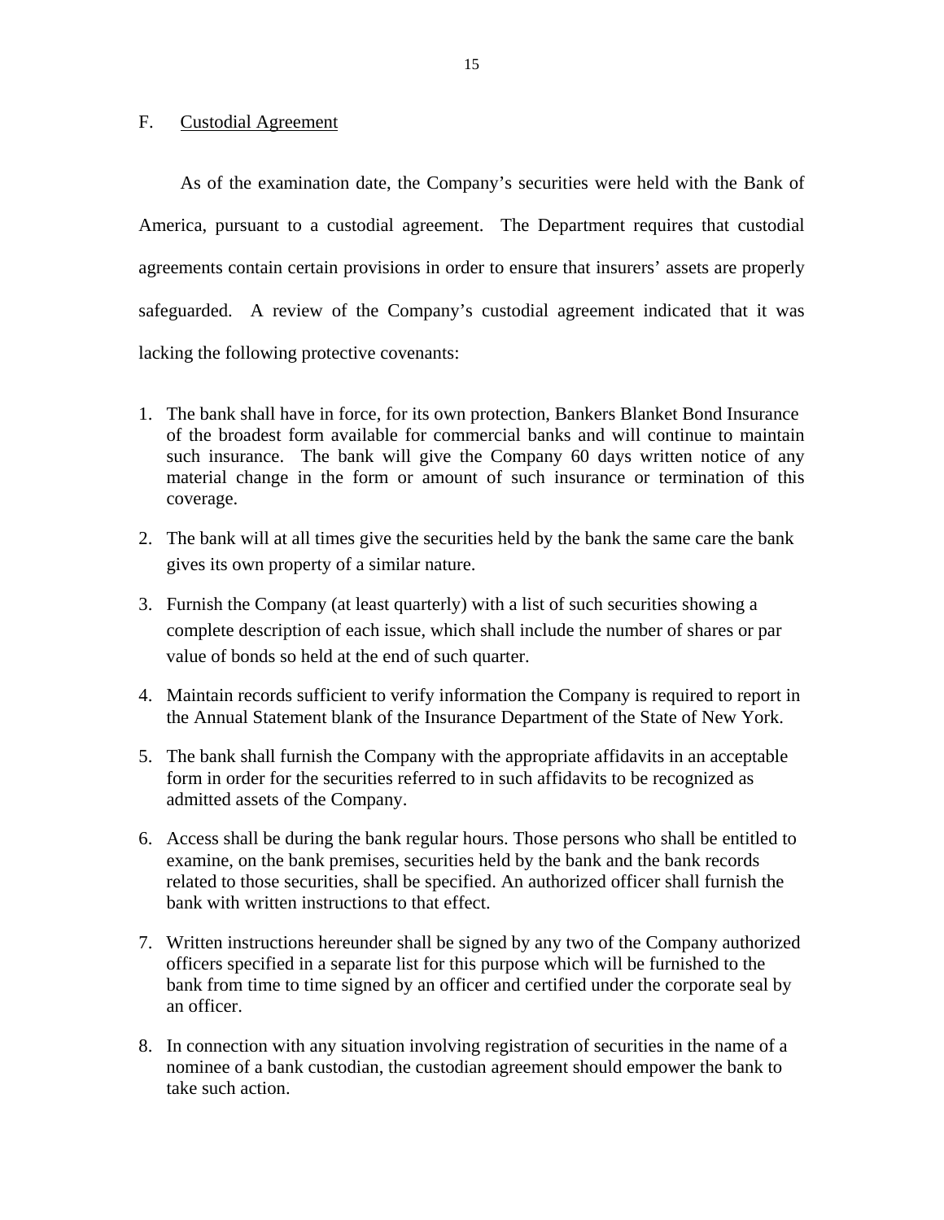## F. Custodial Agreement

As of the examination date, the Company's securities were held with the Bank of America, pursuant to a custodial agreement. The Department requires that custodial agreements contain certain provisions in order to ensure that insurers' assets are properly safeguarded. A review of the Company's custodial agreement indicated that it was lacking the following protective covenants:

1. The bank shall have in force, for its own protection, Bankers Blanket Bond Insurance of the broadest form available for commercial banks and will continue to maintain such insurance. The bank will give the Company 60 days written notice of any material change in the form or amount of such insurance or termination of this coverage.
2. The bank will at all times give the securities held by the bank the same care the bank gives its own property of a similar nature.
3. Furnish the Company (at least quarterly) with a list of such securities showing a complete description of each issue, which shall include the number of shares or par value of bonds so held at the end of such quarter.
4. Maintain records sufficient to verify information the Company is required to report in the Annual Statement blank of the Insurance Department of the State of New York.
5. The bank shall furnish the Company with the appropriate affidavits in an acceptable form in order for the securities referred to in such affidavits to be recognized as admitted assets of the Company.
6. Access shall be during the bank regular hours. Those persons who shall be entitled to examine, on the bank premises, securities held by the bank and the bank records related to those securities, shall be specified. An authorized officer shall furnish the bank with written instructions to that effect.
7. Written instructions hereunder shall be signed by any two of the Company authorized officers specified in a separate list for this purpose which will be furnished to the bank from time to time signed by an officer and certified under the corporate seal by an officer.
8. In connection with any situation involving registration of securities in the name of a nominee of a bank custodian, the custodian agreement should empower the bank to take such action.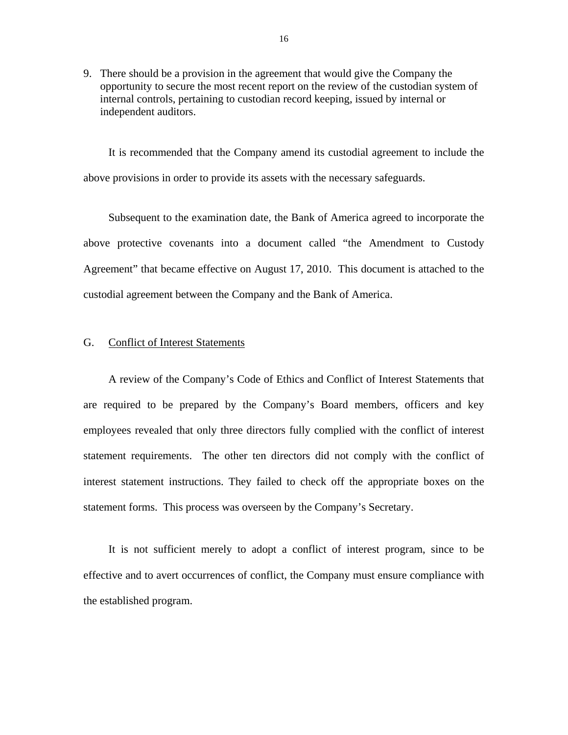9. There should be a provision in the agreement that would give the Company the opportunity to secure the most recent report on the review of the custodian system of internal controls, pertaining to custodian record keeping, issued by internal or independent auditors.

It is recommended that the Company amend its custodial agreement to include the above provisions in order to provide its assets with the necessary safeguards.

Subsequent to the examination date, the Bank of America agreed to incorporate the above protective covenants into a document called "the Amendment to Custody Agreement" that became effective on August 17, 2010. This document is attached to the custodial agreement between the Company and the Bank of America.

## G. Conflict of Interest Statements

A review of the Company's Code of Ethics and Conflict of Interest Statements that are required to be prepared by the Company's Board members, officers and key employees revealed that only three directors fully complied with the conflict of interest statement requirements. The other ten directors did not comply with the conflict of interest statement instructions. They failed to check off the appropriate boxes on the statement forms. This process was overseen by the Company's Secretary.

It is not sufficient merely to adopt a conflict of interest program, since to be effective and to avert occurrences of conflict, the Company must ensure compliance with the established program.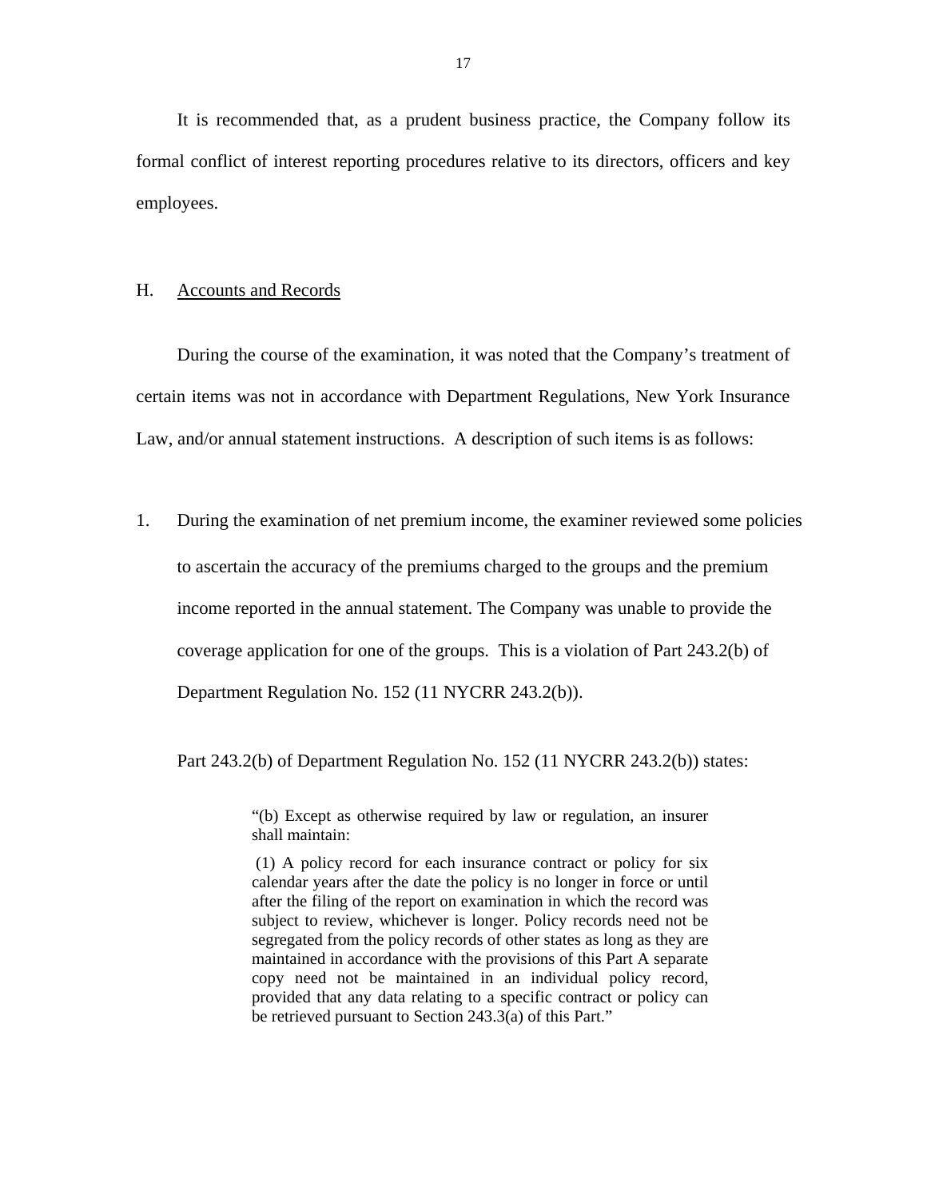It is recommended that, as a prudent business practice, the Company follow its formal conflict of interest reporting procedures relative to its directors, officers and key employees.

## H. Accounts and Records

During the course of the examination, it was noted that the Company's treatment of certain items was not in accordance with Department Regulations, New York Insurance Law, and/or annual statement instructions. A description of such items is as follows:

1. During the examination of net premium income, the examiner reviewed some policies to ascertain the accuracy of the premiums charged to the groups and the premium income reported in the annual statement. The Company was unable to provide the coverage application for one of the groups. This is a violation of Part 243.2(b) of Department Regulation No. 152 (11 NYCRR 243.2(b)).

   Part 243.2(b) of Department Regulation No. 152 (11 NYCRR 243.2(b)) states:

   > "(b) Except as otherwise required by law or regulation, an insurer shall maintain:
   >
   > (1) A policy record for each insurance contract or policy for six calendar years after the date the policy is no longer in force or until after the filing of the report on examination in which the record was subject to review, whichever is longer. Policy records need not be segregated from the policy records of other states as long as they are maintained in accordance with the provisions of this Part A separate copy need not be maintained in an individual policy record, provided that any data relating to a specific contract or policy can be retrieved pursuant to Section 243.3(a) of this Part."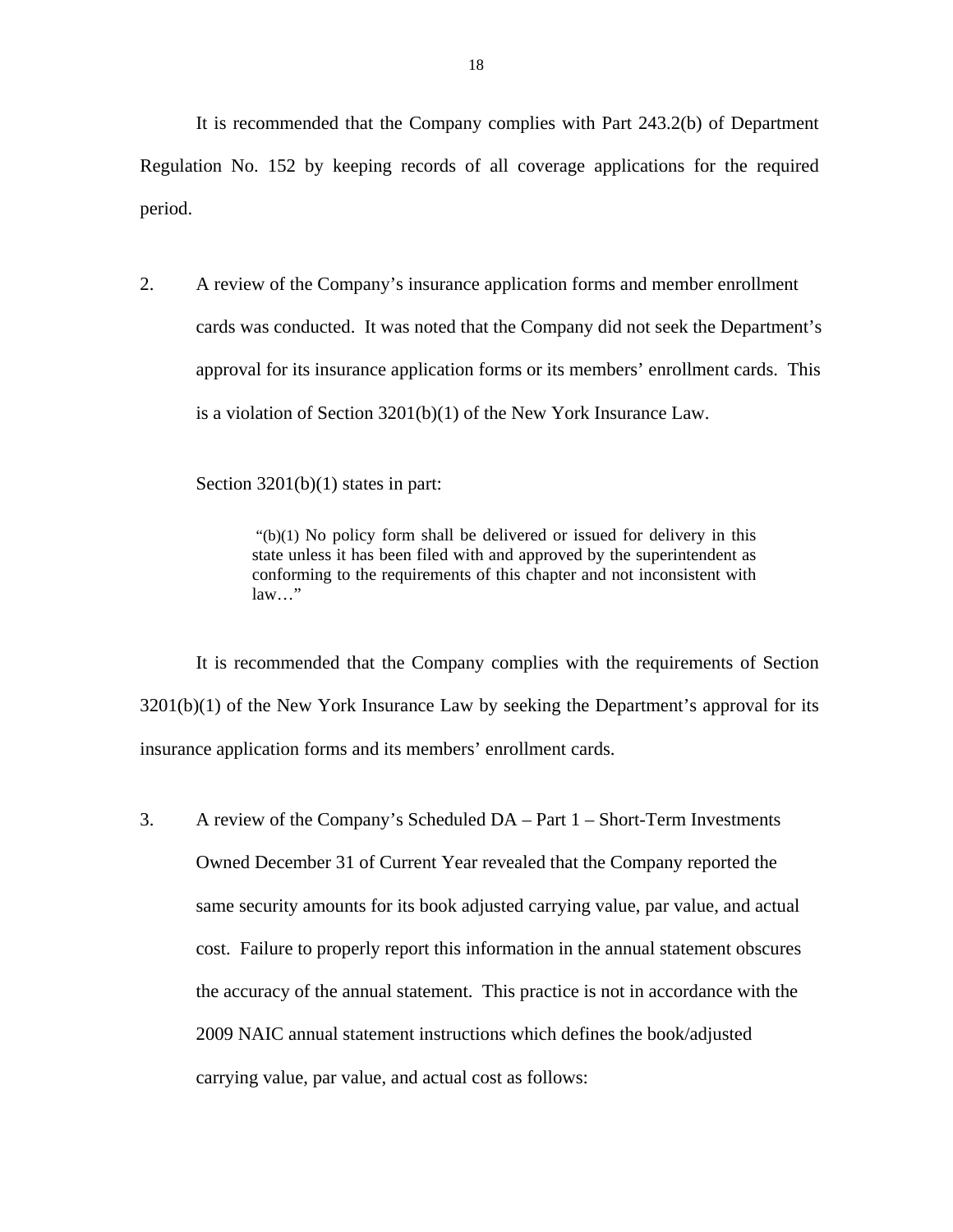It is recommended that the Company complies with Part 243.2(b) of Department Regulation No. 152 by keeping records of all coverage applications for the required period.

2. A review of the Company's insurance application forms and member enrollment cards was conducted. It was noted that the Company did not seek the Department's approval for its insurance application forms or its members' enrollment cards. This is a violation of Section 3201(b)(1) of the New York Insurance Law.

   Section 3201(b)(1) states in part:

   > "(b)(1) No policy form shall be delivered or issued for delivery in this state unless it has been filed with and approved by the superintendent as conforming to the requirements of this chapter and not inconsistent with law…"

It is recommended that the Company complies with the requirements of Section 3201(b)(1) of the New York Insurance Law by seeking the Department's approval for its insurance application forms and its members' enrollment cards.

3. A review of the Company's Scheduled DA – Part 1 – Short-Term Investments Owned December 31 of Current Year revealed that the Company reported the same security amounts for its book adjusted carrying value, par value, and actual cost. Failure to properly report this information in the annual statement obscures the accuracy of the annual statement. This practice is not in accordance with the 2009 NAIC annual statement instructions which defines the book/adjusted carrying value, par value, and actual cost as follows: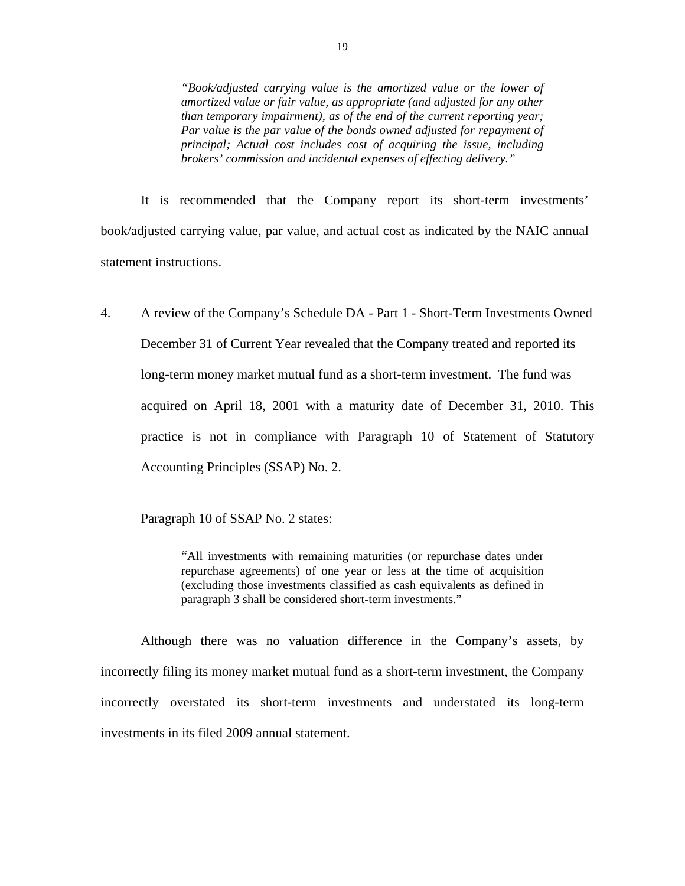> *"Book/adjusted carrying value is the amortized value or the lower of amortized value or fair value, as appropriate (and adjusted for any other than temporary impairment), as of the end of the current reporting year; Par value is the par value of the bonds owned adjusted for repayment of principal; Actual cost includes cost of acquiring the issue, including brokers' commission and incidental expenses of effecting delivery."*

It is recommended that the Company report its short-term investments' book/adjusted carrying value, par value, and actual cost as indicated by the NAIC annual statement instructions.

4. A review of the Company's Schedule DA - Part 1 - Short-Term Investments Owned December 31 of Current Year revealed that the Company treated and reported its long-term money market mutual fund as a short-term investment. The fund was acquired on April 18, 2001 with a maturity date of December 31, 2010. This practice is not in compliance with Paragraph 10 of Statement of Statutory Accounting Principles (SSAP) No. 2.

   Paragraph 10 of SSAP No. 2 states:

   > "All investments with remaining maturities (or repurchase dates under repurchase agreements) of one year or less at the time of acquisition (excluding those investments classified as cash equivalents as defined in paragraph 3 shall be considered short-term investments."

Although there was no valuation difference in the Company's assets, by incorrectly filing its money market mutual fund as a short-term investment, the Company incorrectly overstated its short-term investments and understated its long-term investments in its filed 2009 annual statement.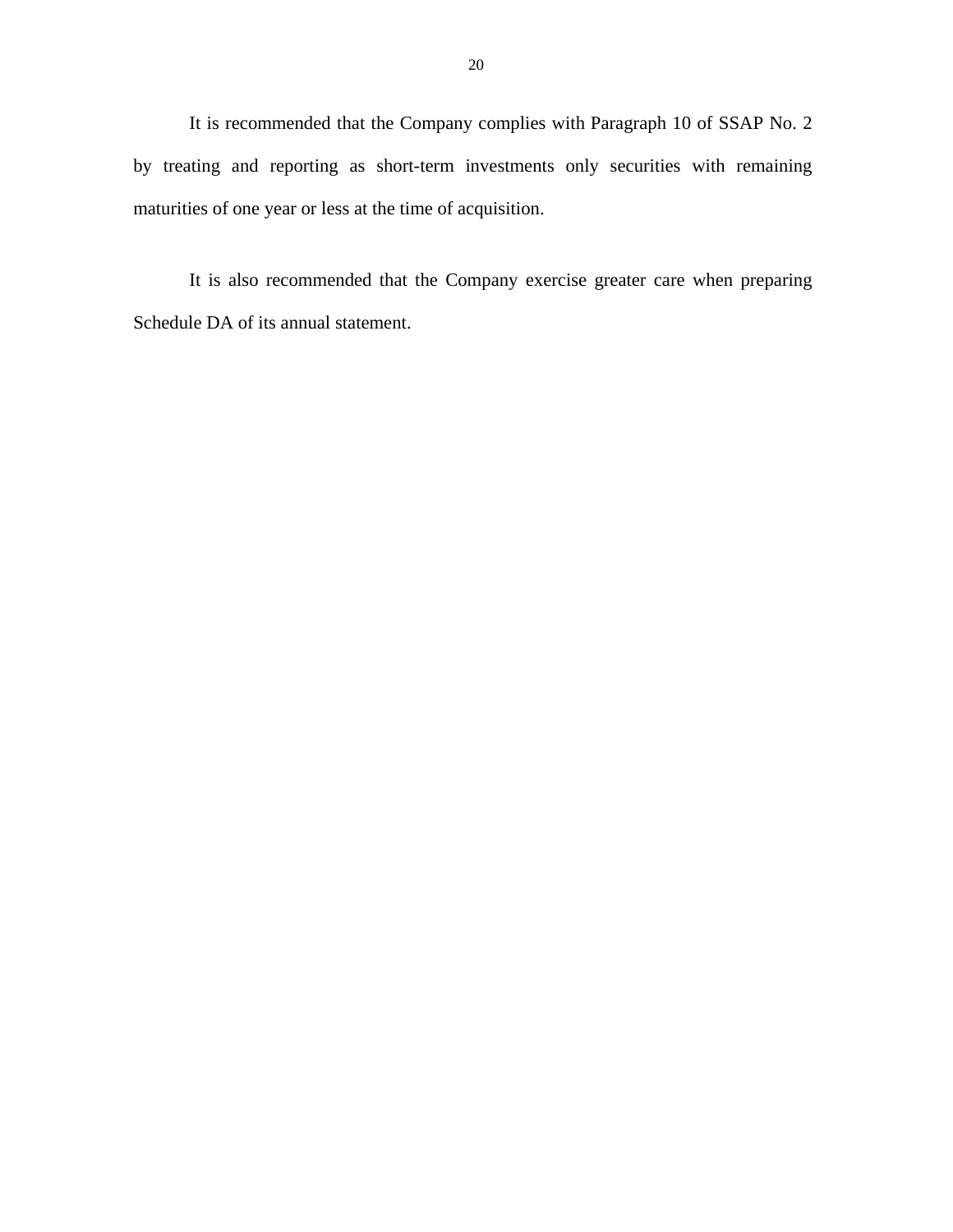It is recommended that the Company complies with Paragraph 10 of SSAP No. 2 by treating and reporting as short-term investments only securities with remaining maturities of one year or less at the time of acquisition.

It is also recommended that the Company exercise greater care when preparing Schedule DA of its annual statement.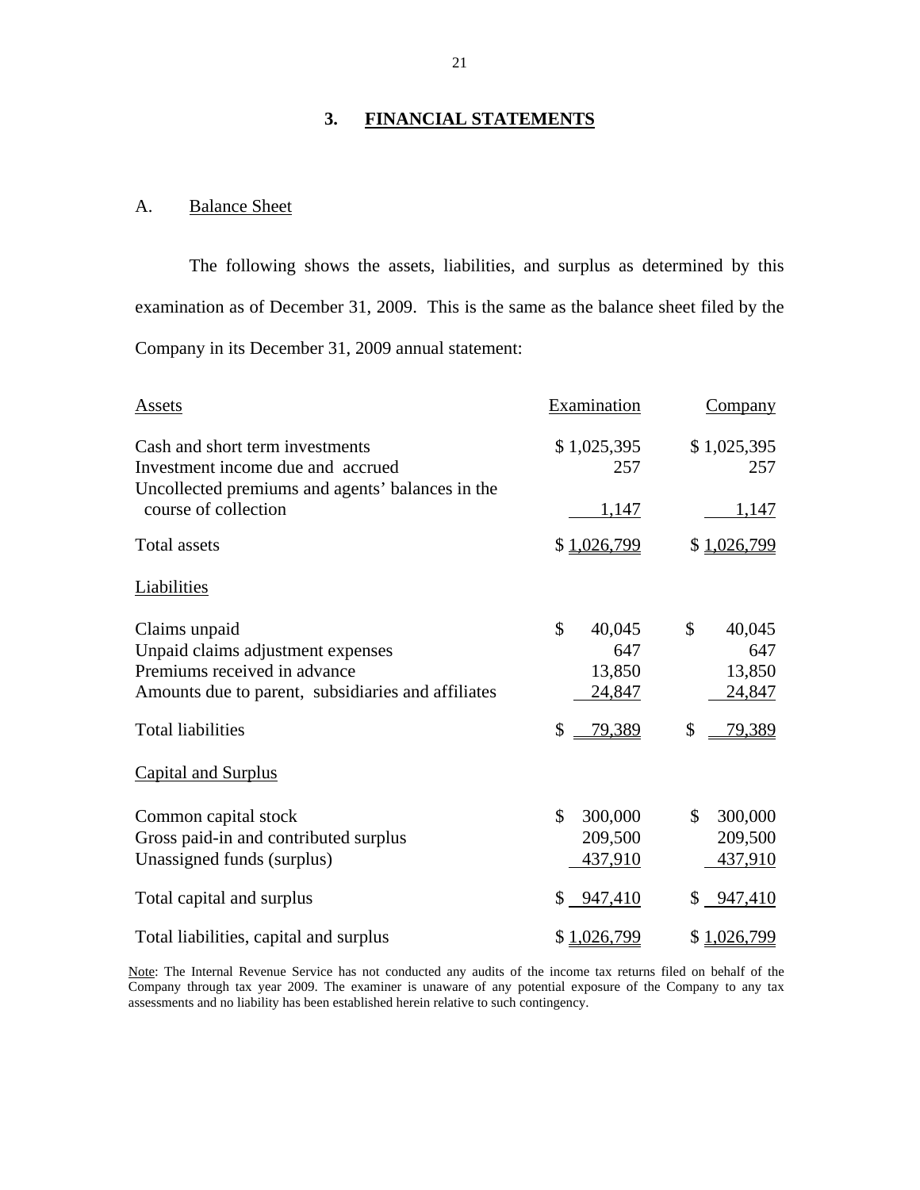## 3. FINANCIAL STATEMENTS

### A. Balance Sheet

The following shows the assets, liabilities, and surplus as determined by this examination as of December 31, 2009. This is the same as the balance sheet filed by the Company in its December 31, 2009 annual statement:

| Assets | Examination | Company |
|---|---|---|
| Cash and short term investments | $ 1,025,395 | $ 1,025,395 |
| Investment income due and accrued | 257 | 257 |
| Uncollected premiums and agents' balances in the course of collection | 1,147 | 1,147 |
| Total assets | $ 1,026,799 | $ 1,026,799 |
| **Liabilities** | | |
| Claims unpaid | $ 40,045 | $ 40,045 |
| Unpaid claims adjustment expenses | 647 | 647 |
| Premiums received in advance | 13,850 | 13,850 |
| Amounts due to parent, subsidiaries and affiliates | 24,847 | 24,847 |
| Total liabilities | $ 79,389 | $ 79,389 |
| **Capital and Surplus** | | |
| Common capital stock | $ 300,000 | $ 300,000 |
| Gross paid-in and contributed surplus | 209,500 | 209,500 |
| Unassigned funds (surplus) | 437,910 | 437,910 |
| Total capital and surplus | $ 947,410 | $ 947,410 |
| Total liabilities, capital and surplus | $ 1,026,799 | $ 1,026,799 |

Note: The Internal Revenue Service has not conducted any audits of the income tax returns filed on behalf of the Company through tax year 2009. The examiner is unaware of any potential exposure of the Company to any tax assessments and no liability has been established herein relative to such contingency.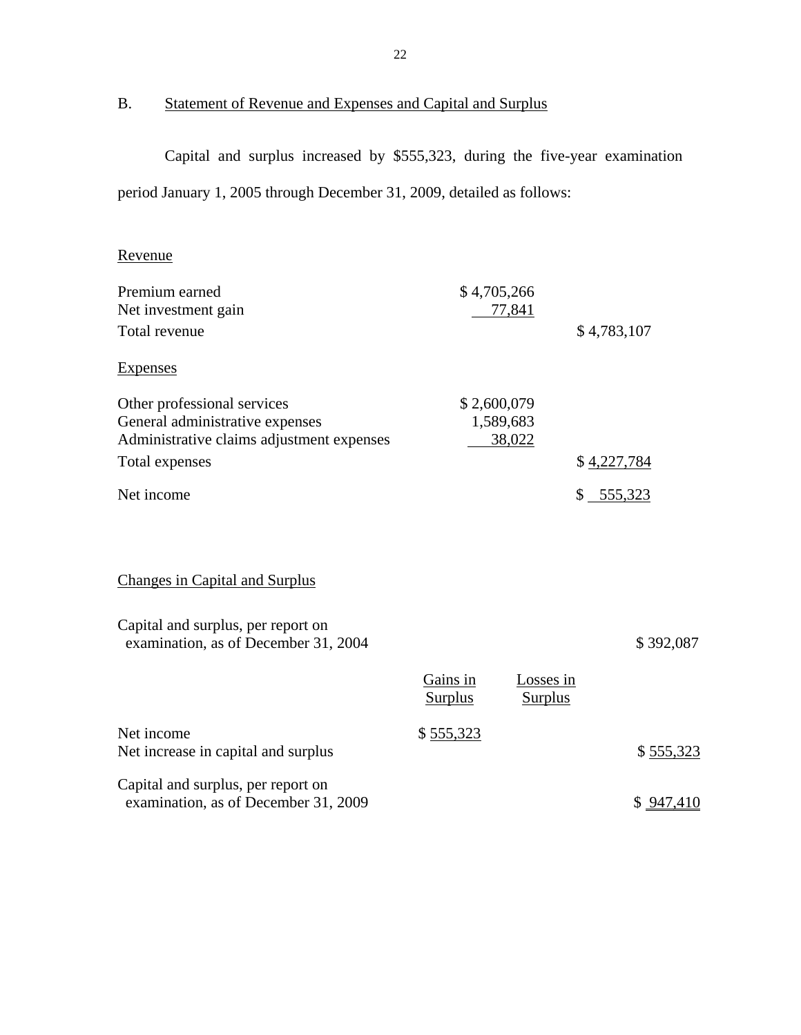## B. Statement of Revenue and Expenses and Capital and Surplus

Capital and surplus increased by $555,323, during the five-year examination period January 1, 2005 through December 31, 2009, detailed as follows:

### Revenue

| | | |
|---|---|---|
| Premium earned | $ 4,705,266 | |
| Net investment gain | 77,841 | |
| Total revenue | | $ 4,783,107 |

### Expenses

| | | |
|---|---|---|
| Other professional services | $ 2,600,079 | |
| General administrative expenses | 1,589,683 | |
| Administrative claims adjustment expenses | 38,022 | |
| Total expenses | | $ 4,227,784 |
| Net income | | $ 555,323 |

### Changes in Capital and Surplus

| | Gains in Surplus | Losses in Surplus | |
|---|---|---|---|
| Capital and surplus, per report on examination, as of December 31, 2004 | | | $ 392,087 |
| Net income | $ 555,323 | | |
| Net increase in capital and surplus | | | $ 555,323 |
| Capital and surplus, per report on examination, as of December 31, 2009 | | | $ 947,410 |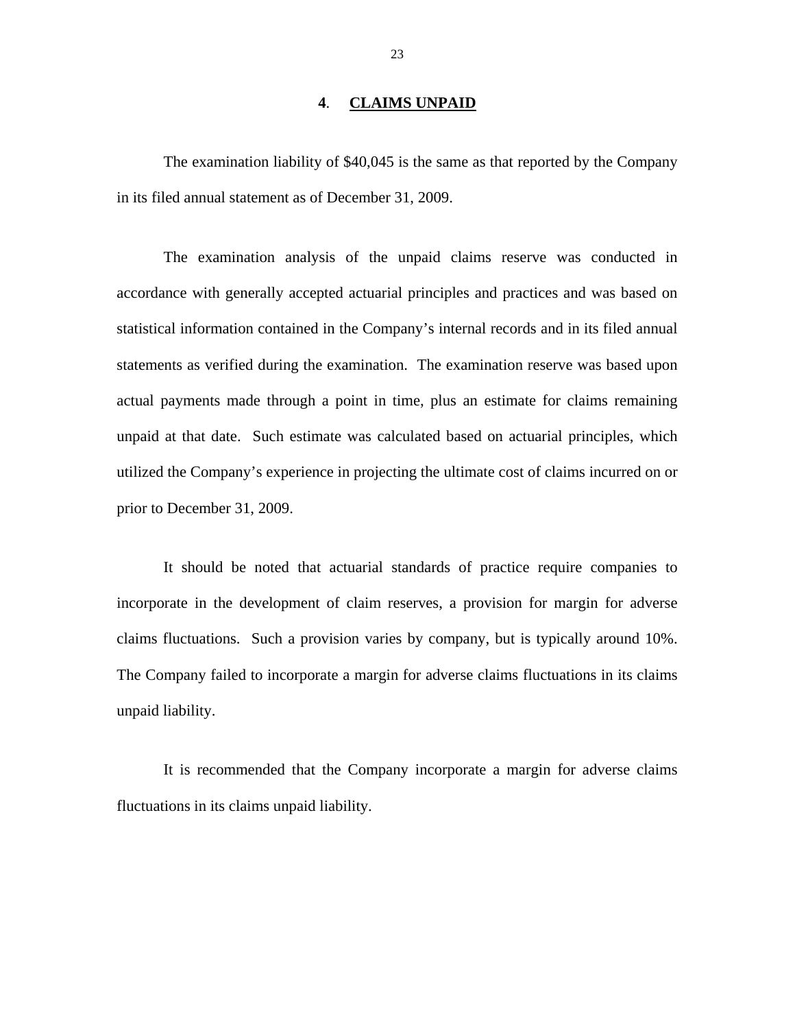## 4. CLAIMS UNPAID

The examination liability of $40,045 is the same as that reported by the Company in its filed annual statement as of December 31, 2009.

The examination analysis of the unpaid claims reserve was conducted in accordance with generally accepted actuarial principles and practices and was based on statistical information contained in the Company's internal records and in its filed annual statements as verified during the examination. The examination reserve was based upon actual payments made through a point in time, plus an estimate for claims remaining unpaid at that date. Such estimate was calculated based on actuarial principles, which utilized the Company's experience in projecting the ultimate cost of claims incurred on or prior to December 31, 2009.

It should be noted that actuarial standards of practice require companies to incorporate in the development of claim reserves, a provision for margin for adverse claims fluctuations. Such a provision varies by company, but is typically around 10%. The Company failed to incorporate a margin for adverse claims fluctuations in its claims unpaid liability.

It is recommended that the Company incorporate a margin for adverse claims fluctuations in its claims unpaid liability.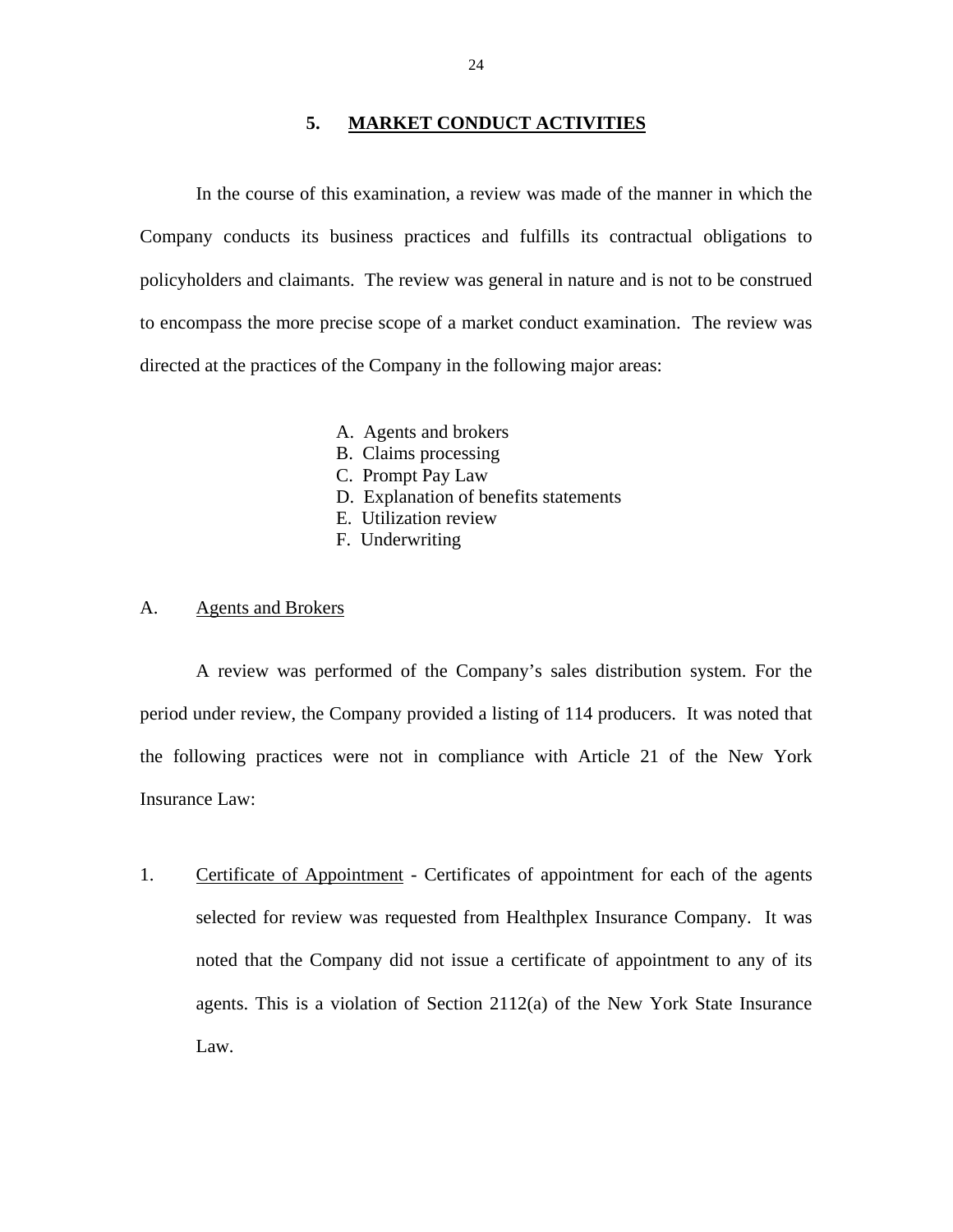## 5. MARKET CONDUCT ACTIVITIES

In the course of this examination, a review was made of the manner in which the Company conducts its business practices and fulfills its contractual obligations to policyholders and claimants. The review was general in nature and is not to be construed to encompass the more precise scope of a market conduct examination. The review was directed at the practices of the Company in the following major areas:

A. Agents and brokers
B. Claims processing
C. Prompt Pay Law
D. Explanation of benefits statements
E. Utilization review
F. Underwriting

### A. Agents and Brokers

A review was performed of the Company's sales distribution system. For the period under review, the Company provided a listing of 114 producers. It was noted that the following practices were not in compliance with Article 21 of the New York Insurance Law:

1. Certificate of Appointment - Certificates of appointment for each of the agents selected for review was requested from Healthplex Insurance Company. It was noted that the Company did not issue a certificate of appointment to any of its agents. This is a violation of Section 2112(a) of the New York State Insurance Law.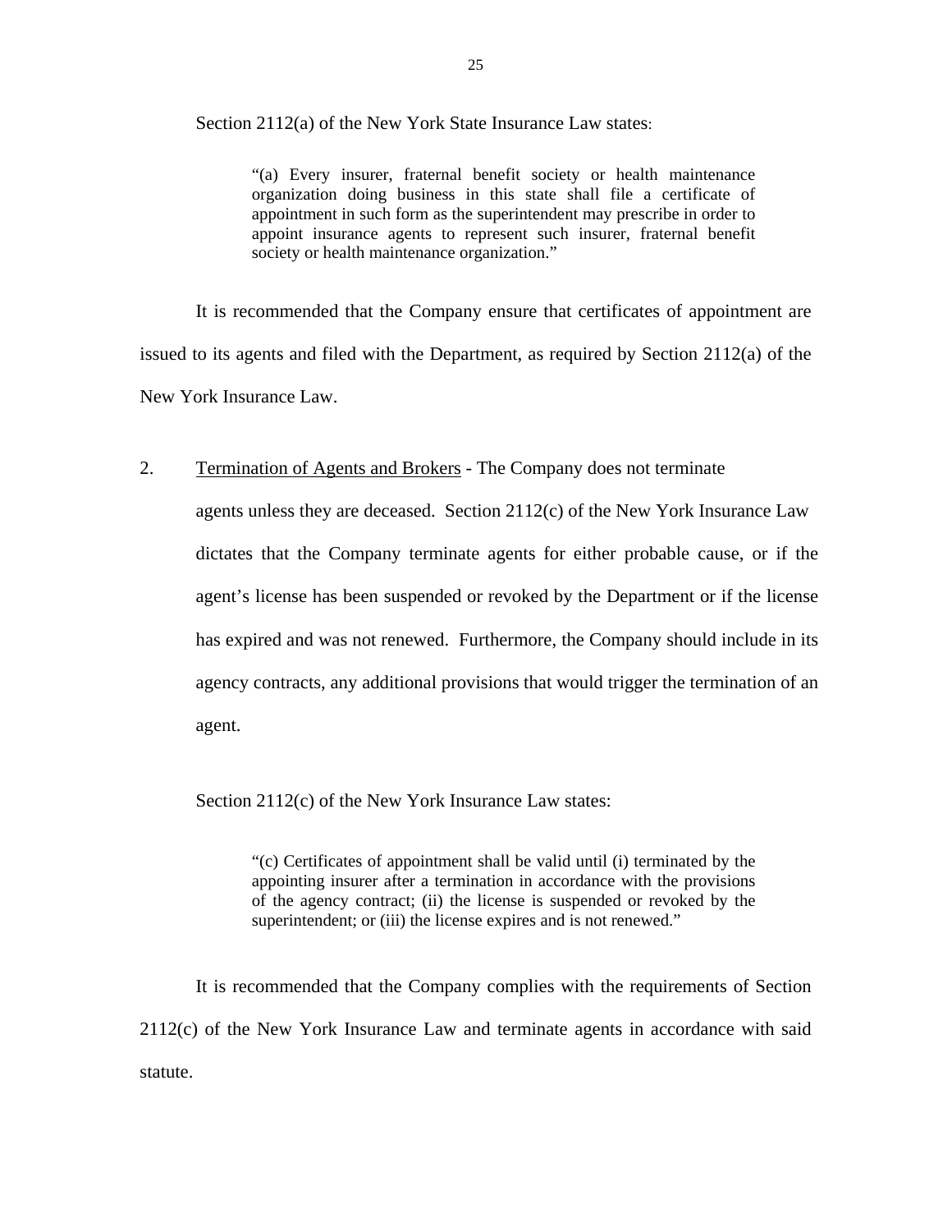Section 2112(a) of the New York State Insurance Law states:

> "(a) Every insurer, fraternal benefit society or health maintenance organization doing business in this state shall file a certificate of appointment in such form as the superintendent may prescribe in order to appoint insurance agents to represent such insurer, fraternal benefit society or health maintenance organization."

It is recommended that the Company ensure that certificates of appointment are issued to its agents and filed with the Department, as required by Section 2112(a) of the New York Insurance Law.

2. Termination of Agents and Brokers - The Company does not terminate agents unless they are deceased. Section 2112(c) of the New York Insurance Law dictates that the Company terminate agents for either probable cause, or if the agent's license has been suspended or revoked by the Department or if the license has expired and was not renewed. Furthermore, the Company should include in its agency contracts, any additional provisions that would trigger the termination of an agent.

Section 2112(c) of the New York Insurance Law states:

> "(c) Certificates of appointment shall be valid until (i) terminated by the appointing insurer after a termination in accordance with the provisions of the agency contract; (ii) the license is suspended or revoked by the superintendent; or (iii) the license expires and is not renewed."

It is recommended that the Company complies with the requirements of Section 2112(c) of the New York Insurance Law and terminate agents in accordance with said statute.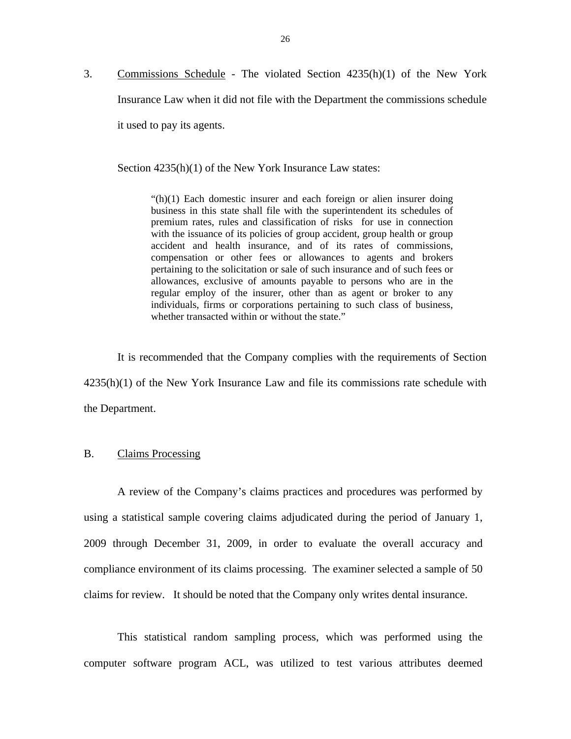3. Commissions Schedule - The violated Section 4235(h)(1) of the New York Insurance Law when it did not file with the Department the commissions schedule it used to pay its agents.

Section 4235(h)(1) of the New York Insurance Law states:

> "(h)(1) Each domestic insurer and each foreign or alien insurer doing business in this state shall file with the superintendent its schedules of premium rates, rules and classification of risks for use in connection with the issuance of its policies of group accident, group health or group accident and health insurance, and of its rates of commissions, compensation or other fees or allowances to agents and brokers pertaining to the solicitation or sale of such insurance and of such fees or allowances, exclusive of amounts payable to persons who are in the regular employ of the insurer, other than as agent or broker to any individuals, firms or corporations pertaining to such class of business, whether transacted within or without the state."

It is recommended that the Company complies with the requirements of Section 4235(h)(1) of the New York Insurance Law and file its commissions rate schedule with the Department.

## B. Claims Processing

A review of the Company's claims practices and procedures was performed by using a statistical sample covering claims adjudicated during the period of January 1, 2009 through December 31, 2009, in order to evaluate the overall accuracy and compliance environment of its claims processing. The examiner selected a sample of 50 claims for review. It should be noted that the Company only writes dental insurance.

This statistical random sampling process, which was performed using the computer software program ACL, was utilized to test various attributes deemed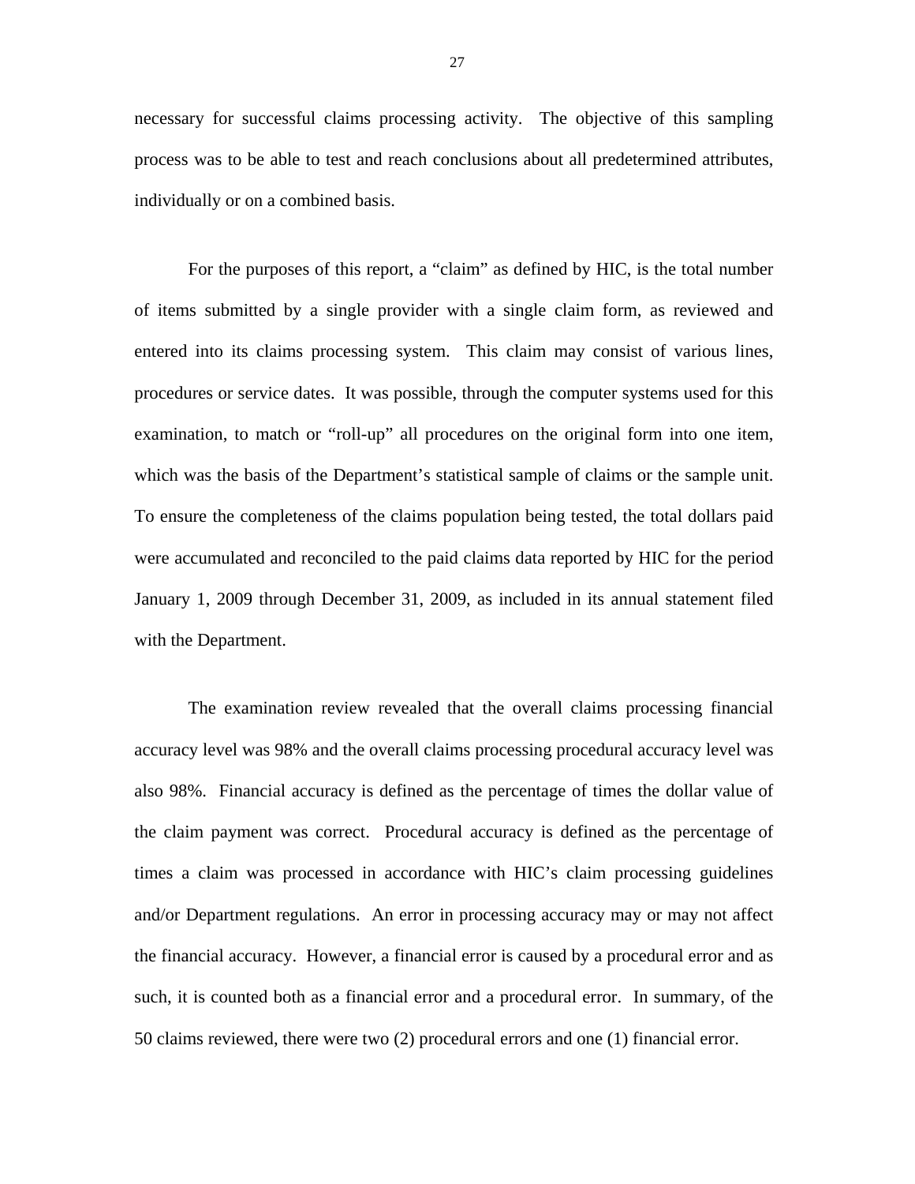necessary for successful claims processing activity. The objective of this sampling process was to be able to test and reach conclusions about all predetermined attributes, individually or on a combined basis.

For the purposes of this report, a "claim" as defined by HIC, is the total number of items submitted by a single provider with a single claim form, as reviewed and entered into its claims processing system. This claim may consist of various lines, procedures or service dates. It was possible, through the computer systems used for this examination, to match or "roll-up" all procedures on the original form into one item, which was the basis of the Department's statistical sample of claims or the sample unit. To ensure the completeness of the claims population being tested, the total dollars paid were accumulated and reconciled to the paid claims data reported by HIC for the period January 1, 2009 through December 31, 2009, as included in its annual statement filed with the Department.

The examination review revealed that the overall claims processing financial accuracy level was 98% and the overall claims processing procedural accuracy level was also 98%. Financial accuracy is defined as the percentage of times the dollar value of the claim payment was correct. Procedural accuracy is defined as the percentage of times a claim was processed in accordance with HIC's claim processing guidelines and/or Department regulations. An error in processing accuracy may or may not affect the financial accuracy. However, a financial error is caused by a procedural error and as such, it is counted both as a financial error and a procedural error. In summary, of the 50 claims reviewed, there were two (2) procedural errors and one (1) financial error.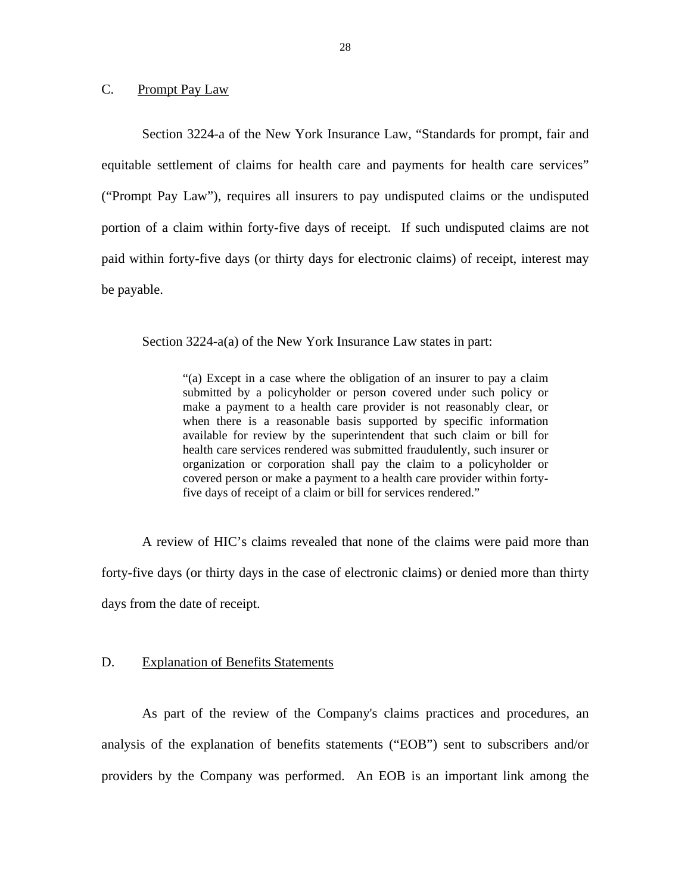## C. Prompt Pay Law

Section 3224-a of the New York Insurance Law, "Standards for prompt, fair and equitable settlement of claims for health care and payments for health care services" ("Prompt Pay Law"), requires all insurers to pay undisputed claims or the undisputed portion of a claim within forty-five days of receipt. If such undisputed claims are not paid within forty-five days (or thirty days for electronic claims) of receipt, interest may be payable.

Section 3224-a(a) of the New York Insurance Law states in part:

> "(a) Except in a case where the obligation of an insurer to pay a claim submitted by a policyholder or person covered under such policy or make a payment to a health care provider is not reasonably clear, or when there is a reasonable basis supported by specific information available for review by the superintendent that such claim or bill for health care services rendered was submitted fraudulently, such insurer or organization or corporation shall pay the claim to a policyholder or covered person or make a payment to a health care provider within forty-five days of receipt of a claim or bill for services rendered."

A review of HIC's claims revealed that none of the claims were paid more than forty-five days (or thirty days in the case of electronic claims) or denied more than thirty days from the date of receipt.

## D. Explanation of Benefits Statements

As part of the review of the Company's claims practices and procedures, an analysis of the explanation of benefits statements ("EOB") sent to subscribers and/or providers by the Company was performed. An EOB is an important link among the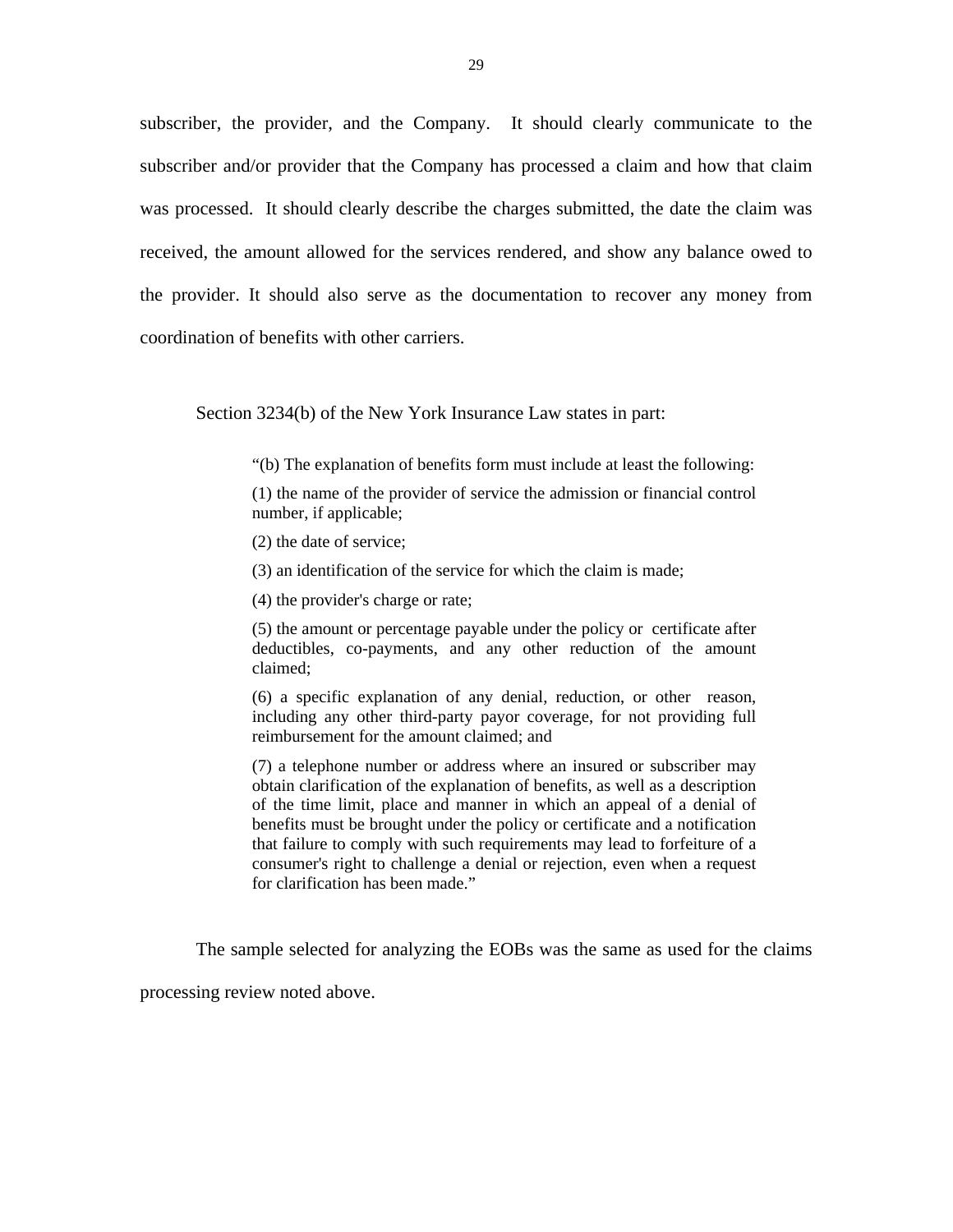subscriber, the provider, and the Company. It should clearly communicate to the subscriber and/or provider that the Company has processed a claim and how that claim was processed. It should clearly describe the charges submitted, the date the claim was received, the amount allowed for the services rendered, and show any balance owed to the provider. It should also serve as the documentation to recover any money from coordination of benefits with other carriers.

Section 3234(b) of the New York Insurance Law states in part:

> "(b) The explanation of benefits form must include at least the following:
>
> (1) the name of the provider of service the admission or financial control number, if applicable;
>
> (2) the date of service;
>
> (3) an identification of the service for which the claim is made;
>
> (4) the provider's charge or rate;
>
> (5) the amount or percentage payable under the policy or certificate after deductibles, co-payments, and any other reduction of the amount claimed;
>
> (6) a specific explanation of any denial, reduction, or other reason, including any other third-party payor coverage, for not providing full reimbursement for the amount claimed; and
>
> (7) a telephone number or address where an insured or subscriber may obtain clarification of the explanation of benefits, as well as a description of the time limit, place and manner in which an appeal of a denial of benefits must be brought under the policy or certificate and a notification that failure to comply with such requirements may lead to forfeiture of a consumer's right to challenge a denial or rejection, even when a request for clarification has been made."

The sample selected for analyzing the EOBs was the same as used for the claims processing review noted above.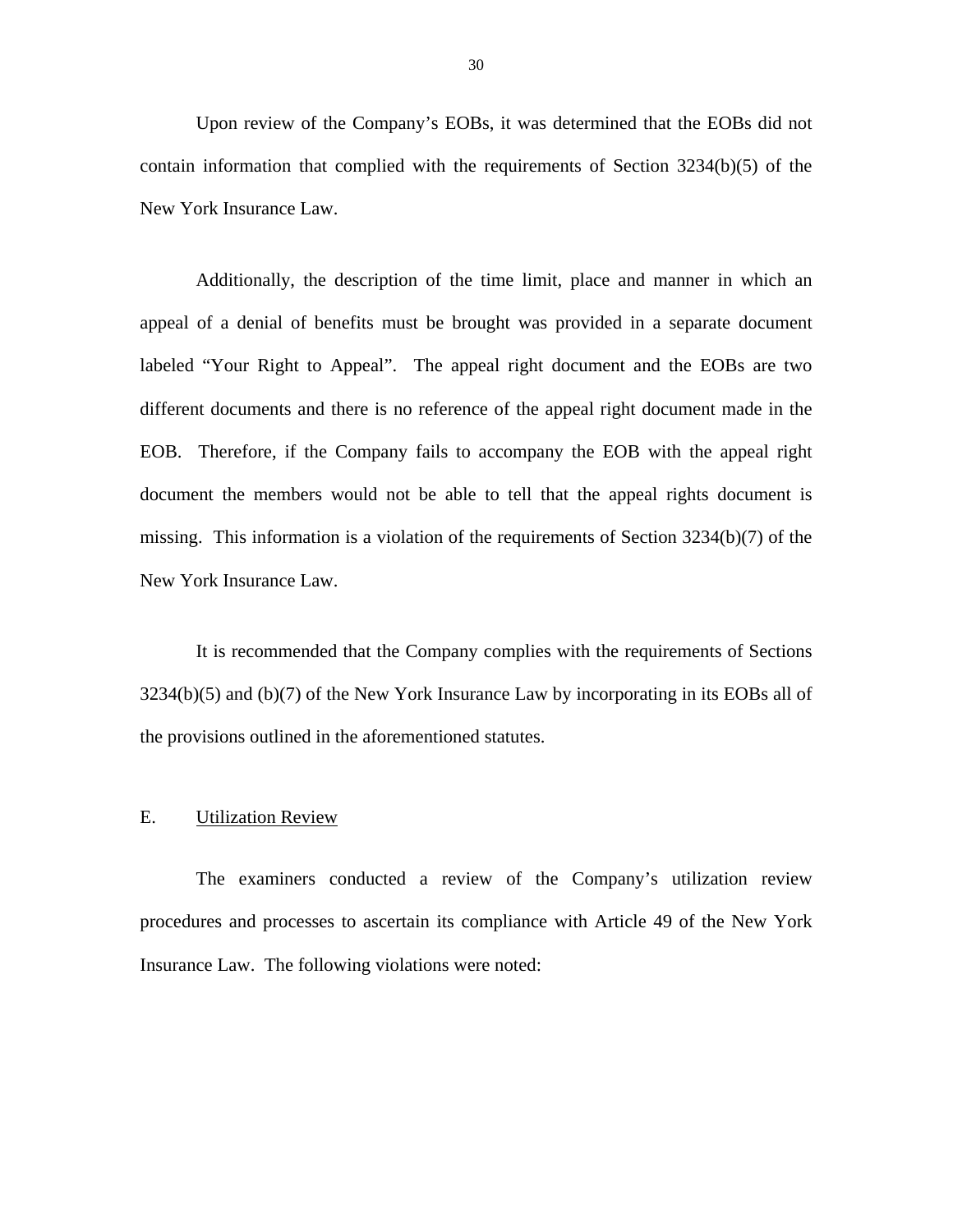Upon review of the Company's EOBs, it was determined that the EOBs did not contain information that complied with the requirements of Section 3234(b)(5) of the New York Insurance Law.

Additionally, the description of the time limit, place and manner in which an appeal of a denial of benefits must be brought was provided in a separate document labeled "Your Right to Appeal". The appeal right document and the EOBs are two different documents and there is no reference of the appeal right document made in the EOB. Therefore, if the Company fails to accompany the EOB with the appeal right document the members would not be able to tell that the appeal rights document is missing. This information is a violation of the requirements of Section 3234(b)(7) of the New York Insurance Law.

It is recommended that the Company complies with the requirements of Sections 3234(b)(5) and (b)(7) of the New York Insurance Law by incorporating in its EOBs all of the provisions outlined in the aforementioned statutes.

## E. Utilization Review

The examiners conducted a review of the Company's utilization review procedures and processes to ascertain its compliance with Article 49 of the New York Insurance Law. The following violations were noted: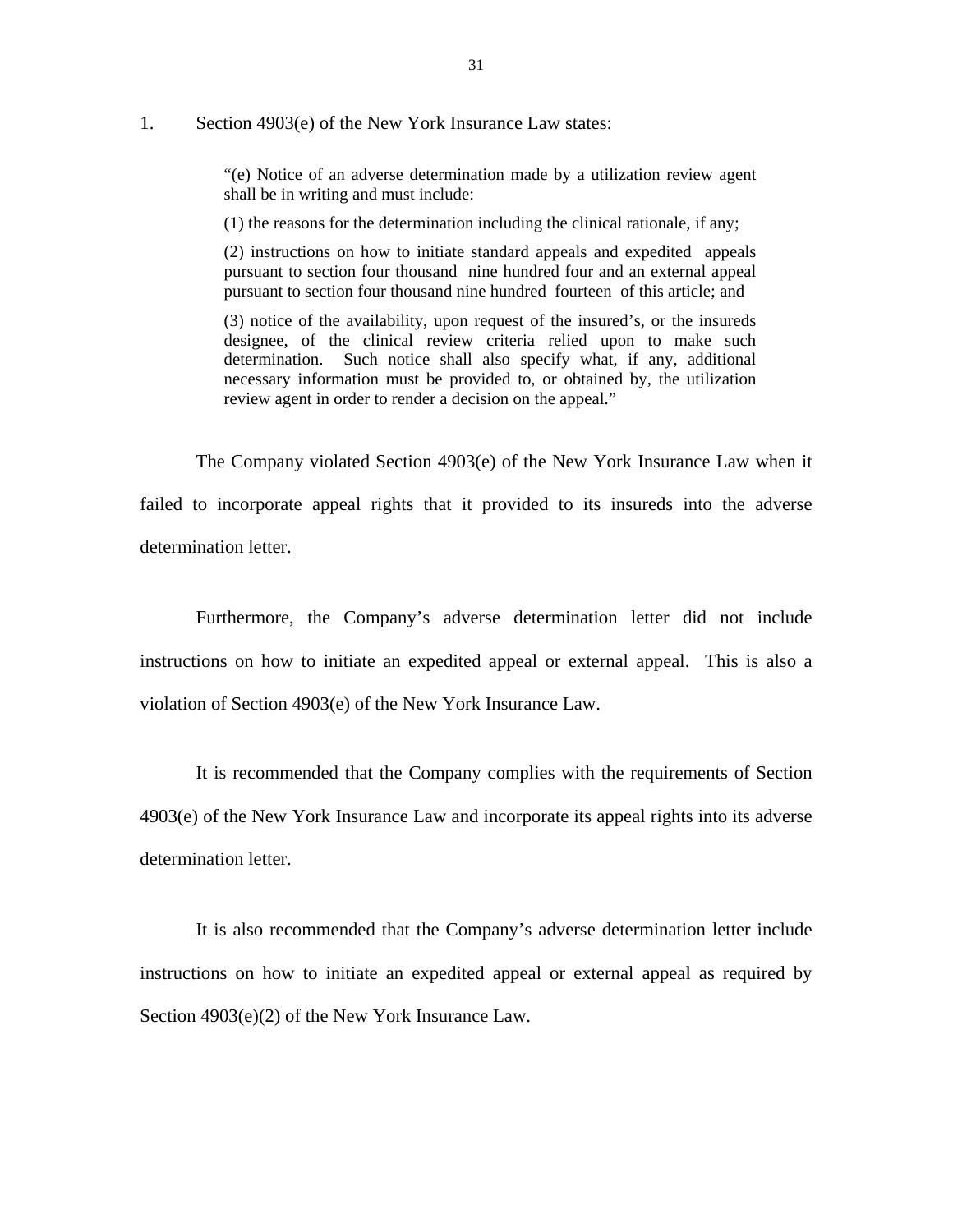1. Section 4903(e) of the New York Insurance Law states:

> "(e) Notice of an adverse determination made by a utilization review agent shall be in writing and must include:
>
> (1) the reasons for the determination including the clinical rationale, if any;
>
> (2) instructions on how to initiate standard appeals and expedited appeals pursuant to section four thousand nine hundred four and an external appeal pursuant to section four thousand nine hundred fourteen of this article; and
>
> (3) notice of the availability, upon request of the insured's, or the insureds designee, of the clinical review criteria relied upon to make such determination. Such notice shall also specify what, if any, additional necessary information must be provided to, or obtained by, the utilization review agent in order to render a decision on the appeal."

The Company violated Section 4903(e) of the New York Insurance Law when it failed to incorporate appeal rights that it provided to its insureds into the adverse determination letter.

Furthermore, the Company's adverse determination letter did not include instructions on how to initiate an expedited appeal or external appeal. This is also a violation of Section 4903(e) of the New York Insurance Law.

It is recommended that the Company complies with the requirements of Section 4903(e) of the New York Insurance Law and incorporate its appeal rights into its adverse determination letter.

It is also recommended that the Company's adverse determination letter include instructions on how to initiate an expedited appeal or external appeal as required by Section 4903(e)(2) of the New York Insurance Law.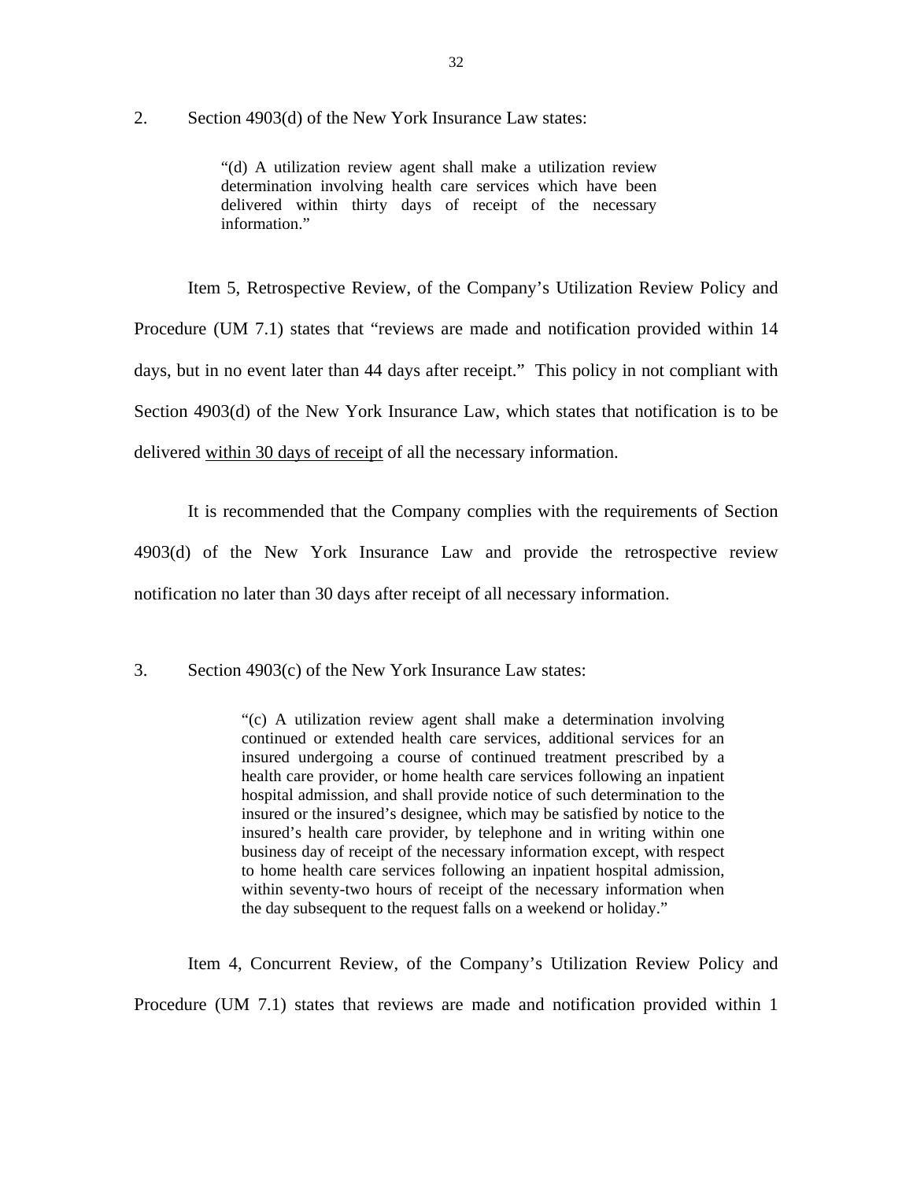2. Section 4903(d) of the New York Insurance Law states:

> "(d) A utilization review agent shall make a utilization review determination involving health care services which have been delivered within thirty days of receipt of the necessary information."

Item 5, Retrospective Review, of the Company's Utilization Review Policy and Procedure (UM 7.1) states that "reviews are made and notification provided within 14 days, but in no event later than 44 days after receipt." This policy in not compliant with Section 4903(d) of the New York Insurance Law, which states that notification is to be delivered <u>within 30 days of receipt</u> of all the necessary information.

It is recommended that the Company complies with the requirements of Section 4903(d) of the New York Insurance Law and provide the retrospective review notification no later than 30 days after receipt of all necessary information.

3. Section 4903(c) of the New York Insurance Law states:

> "(c) A utilization review agent shall make a determination involving continued or extended health care services, additional services for an insured undergoing a course of continued treatment prescribed by a health care provider, or home health care services following an inpatient hospital admission, and shall provide notice of such determination to the insured or the insured's designee, which may be satisfied by notice to the insured's health care provider, by telephone and in writing within one business day of receipt of the necessary information except, with respect to home health care services following an inpatient hospital admission, within seventy-two hours of receipt of the necessary information when the day subsequent to the request falls on a weekend or holiday."

Item 4, Concurrent Review, of the Company's Utilization Review Policy and Procedure (UM 7.1) states that reviews are made and notification provided within 1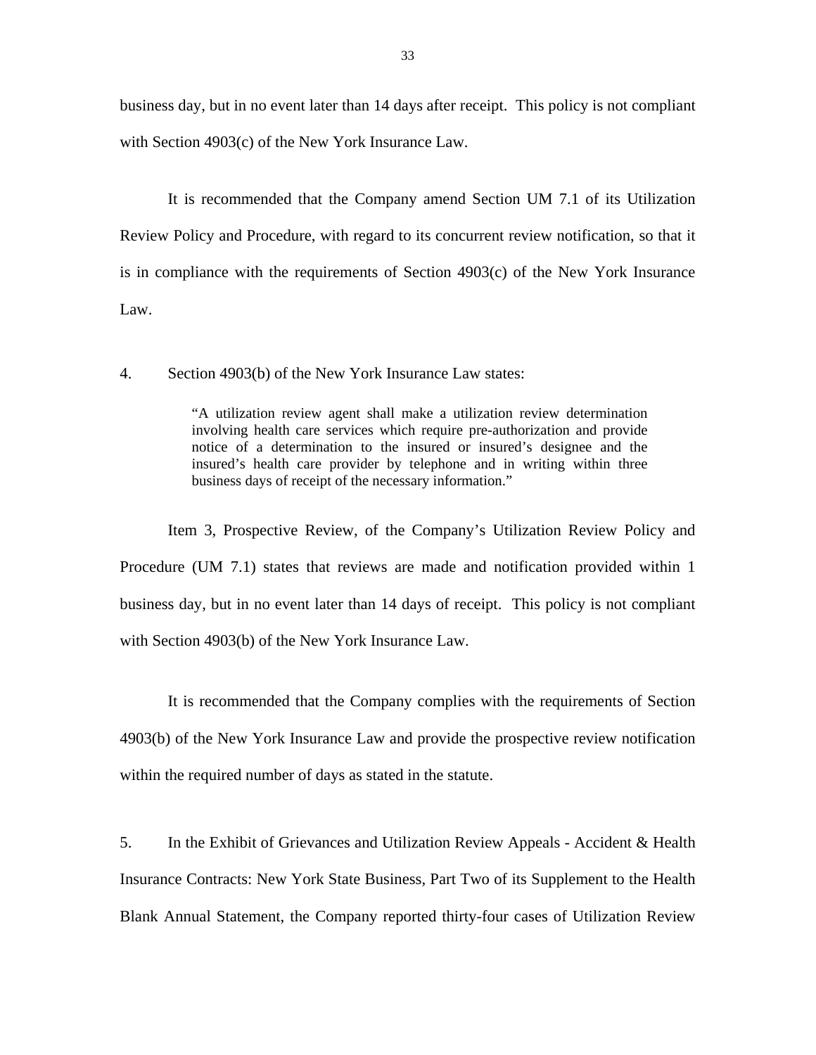business day, but in no event later than 14 days after receipt. This policy is not compliant with Section 4903(c) of the New York Insurance Law.

It is recommended that the Company amend Section UM 7.1 of its Utilization Review Policy and Procedure, with regard to its concurrent review notification, so that it is in compliance with the requirements of Section 4903(c) of the New York Insurance Law.

4. Section 4903(b) of the New York Insurance Law states:

> "A utilization review agent shall make a utilization review determination involving health care services which require pre-authorization and provide notice of a determination to the insured or insured's designee and the insured's health care provider by telephone and in writing within three business days of receipt of the necessary information."

Item 3, Prospective Review, of the Company's Utilization Review Policy and Procedure (UM 7.1) states that reviews are made and notification provided within 1 business day, but in no event later than 14 days of receipt. This policy is not compliant with Section 4903(b) of the New York Insurance Law.

It is recommended that the Company complies with the requirements of Section 4903(b) of the New York Insurance Law and provide the prospective review notification within the required number of days as stated in the statute.

5. In the Exhibit of Grievances and Utilization Review Appeals - Accident & Health Insurance Contracts: New York State Business, Part Two of its Supplement to the Health Blank Annual Statement, the Company reported thirty-four cases of Utilization Review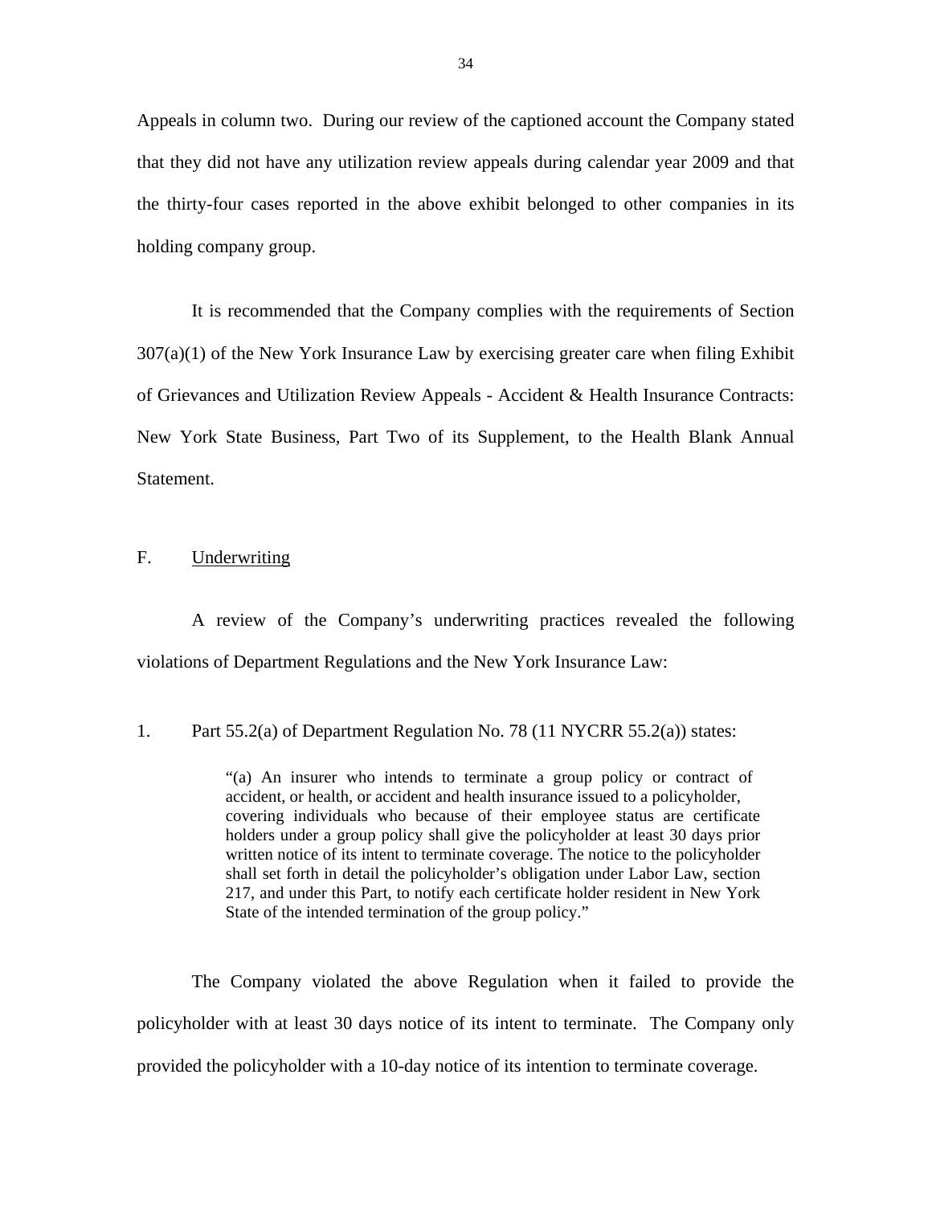Appeals in column two. During our review of the captioned account the Company stated that they did not have any utilization review appeals during calendar year 2009 and that the thirty-four cases reported in the above exhibit belonged to other companies in its holding company group.

It is recommended that the Company complies with the requirements of Section 307(a)(1) of the New York Insurance Law by exercising greater care when filing Exhibit of Grievances and Utilization Review Appeals - Accident & Health Insurance Contracts: New York State Business, Part Two of its Supplement, to the Health Blank Annual Statement.

## F. Underwriting

A review of the Company's underwriting practices revealed the following violations of Department Regulations and the New York Insurance Law:

1. Part 55.2(a) of Department Regulation No. 78 (11 NYCRR 55.2(a)) states:

> "(a) An insurer who intends to terminate a group policy or contract of accident, or health, or accident and health insurance issued to a policyholder, covering individuals who because of their employee status are certificate holders under a group policy shall give the policyholder at least 30 days prior written notice of its intent to terminate coverage. The notice to the policyholder shall set forth in detail the policyholder's obligation under Labor Law, section 217, and under this Part, to notify each certificate holder resident in New York State of the intended termination of the group policy."

The Company violated the above Regulation when it failed to provide the policyholder with at least 30 days notice of its intent to terminate. The Company only provided the policyholder with a 10-day notice of its intention to terminate coverage.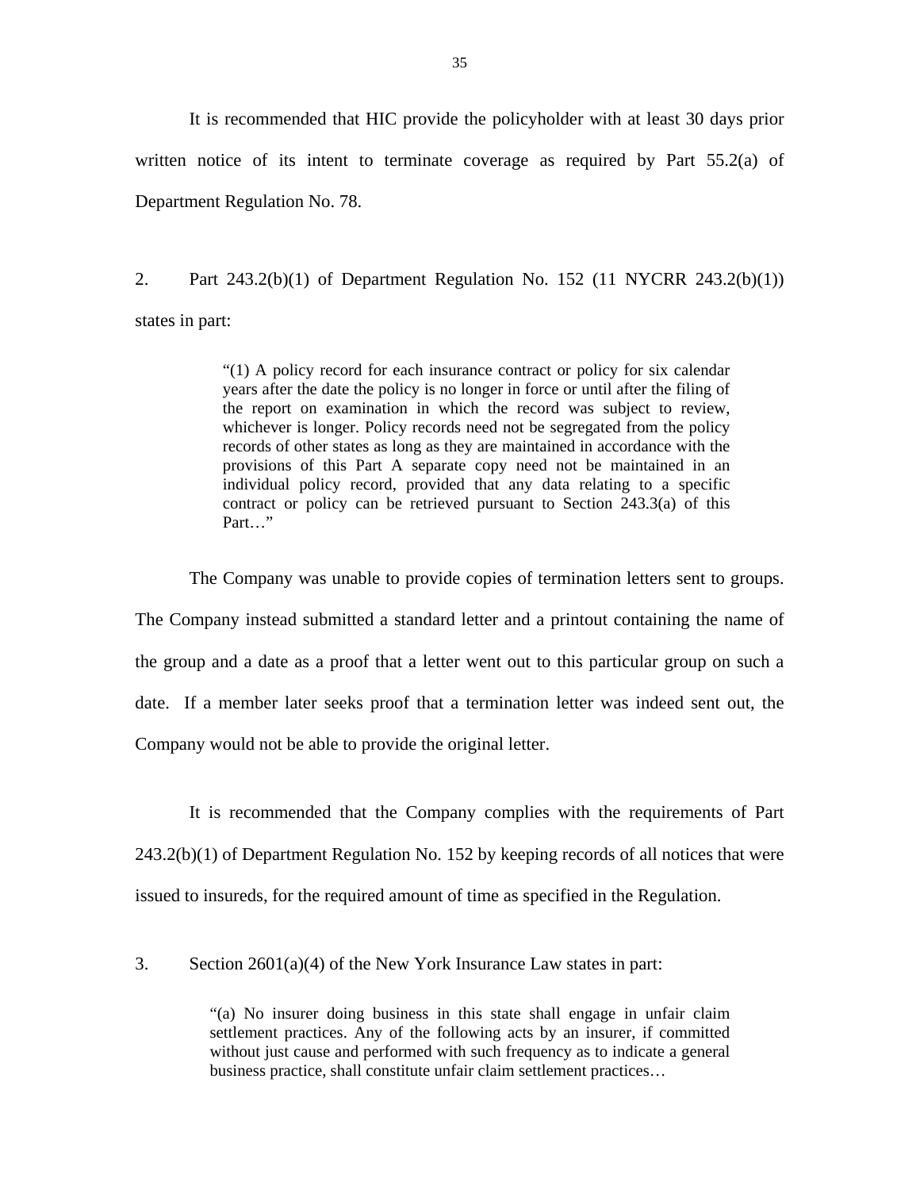It is recommended that HIC provide the policyholder with at least 30 days prior written notice of its intent to terminate coverage as required by Part 55.2(a) of Department Regulation No. 78.

2. Part 243.2(b)(1) of Department Regulation No. 152 (11 NYCRR 243.2(b)(1)) states in part:

> "(1) A policy record for each insurance contract or policy for six calendar years after the date the policy is no longer in force or until after the filing of the report on examination in which the record was subject to review, whichever is longer. Policy records need not be segregated from the policy records of other states as long as they are maintained in accordance with the provisions of this Part A separate copy need not be maintained in an individual policy record, provided that any data relating to a specific contract or policy can be retrieved pursuant to Section 243.3(a) of this Part…"

The Company was unable to provide copies of termination letters sent to groups. The Company instead submitted a standard letter and a printout containing the name of the group and a date as a proof that a letter went out to this particular group on such a date. If a member later seeks proof that a termination letter was indeed sent out, the Company would not be able to provide the original letter.

It is recommended that the Company complies with the requirements of Part 243.2(b)(1) of Department Regulation No. 152 by keeping records of all notices that were issued to insureds, for the required amount of time as specified in the Regulation.

3. Section 2601(a)(4) of the New York Insurance Law states in part:

> "(a) No insurer doing business in this state shall engage in unfair claim settlement practices. Any of the following acts by an insurer, if committed without just cause and performed with such frequency as to indicate a general business practice, shall constitute unfair claim settlement practices…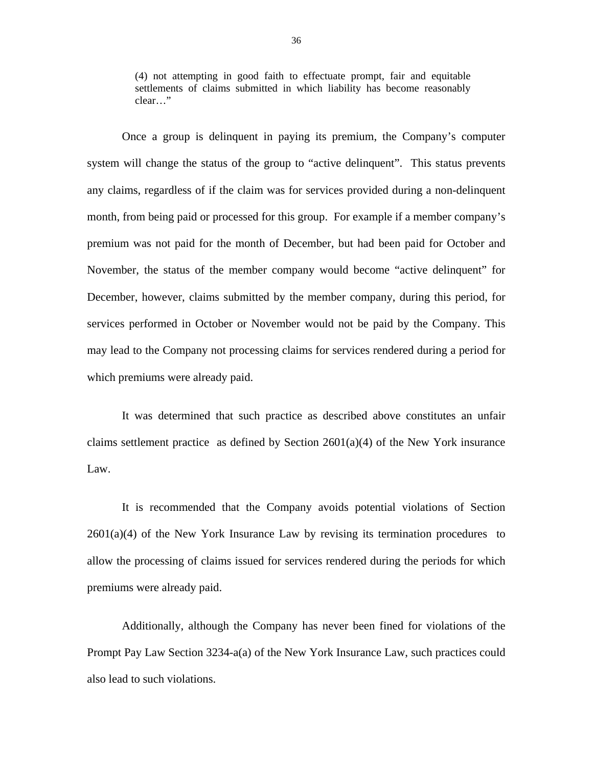> (4) not attempting in good faith to effectuate prompt, fair and equitable settlements of claims submitted in which liability has become reasonably clear…"

Once a group is delinquent in paying its premium, the Company's computer system will change the status of the group to "active delinquent". This status prevents any claims, regardless of if the claim was for services provided during a non-delinquent month, from being paid or processed for this group. For example if a member company's premium was not paid for the month of December, but had been paid for October and November, the status of the member company would become "active delinquent" for December, however, claims submitted by the member company, during this period, for services performed in October or November would not be paid by the Company. This may lead to the Company not processing claims for services rendered during a period for which premiums were already paid.

It was determined that such practice as described above constitutes an unfair claims settlement practice as defined by Section 2601(a)(4) of the New York insurance Law.

It is recommended that the Company avoids potential violations of Section 2601(a)(4) of the New York Insurance Law by revising its termination procedures to allow the processing of claims issued for services rendered during the periods for which premiums were already paid.

Additionally, although the Company has never been fined for violations of the Prompt Pay Law Section 3234-a(a) of the New York Insurance Law, such practices could also lead to such violations.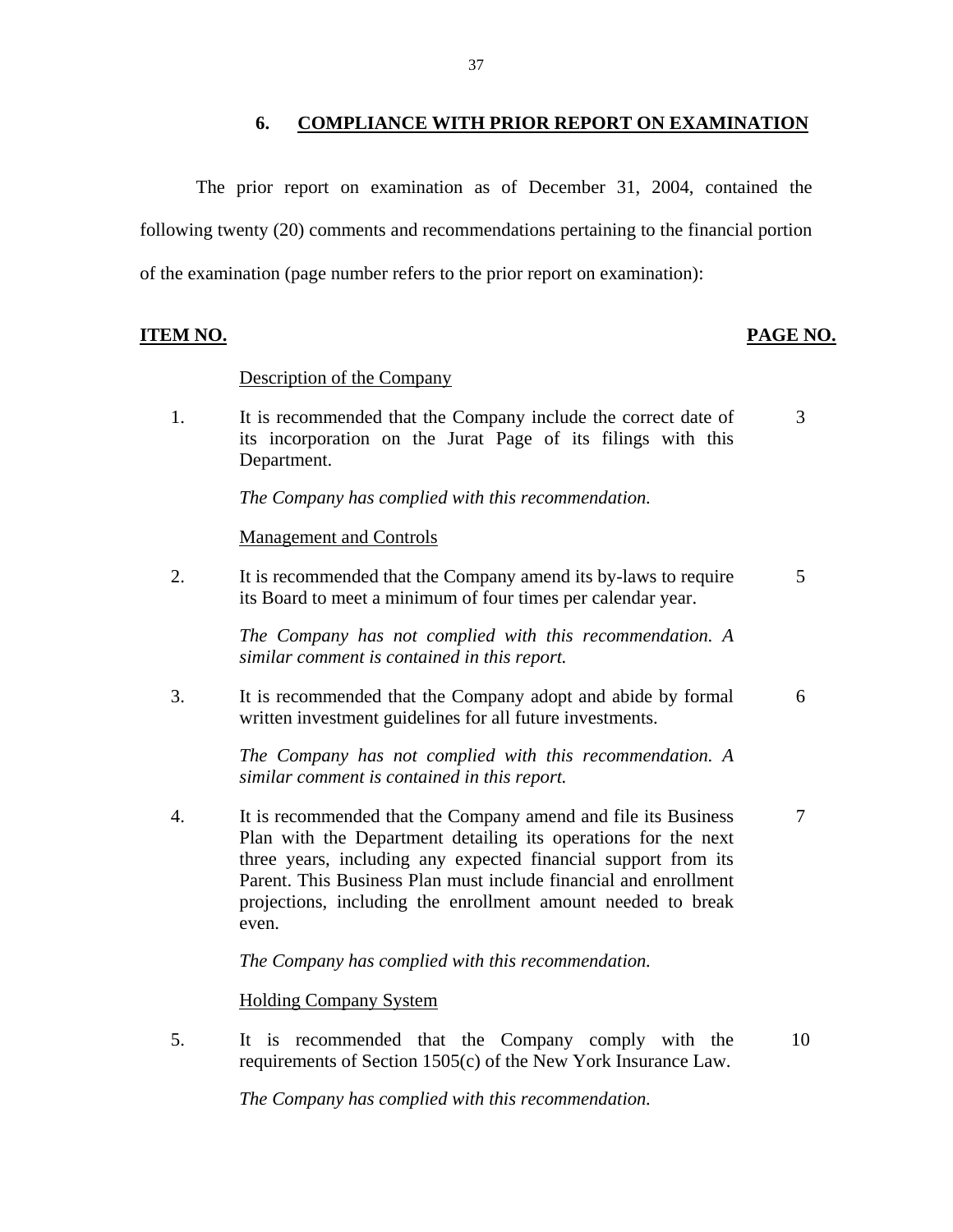## 6. COMPLIANCE WITH PRIOR REPORT ON EXAMINATION

The prior report on examination as of December 31, 2004, contained the following twenty (20) comments and recommendations pertaining to the financial portion of the examination (page number refers to the prior report on examination):

| ITEM NO. | | PAGE NO. |
|---|---|---|
| | Description of the Company | |
| 1. | It is recommended that the Company include the correct date of its incorporation on the Jurat Page of its filings with this Department.<br><br>*The Company has complied with this recommendation.* | 3 |
| | Management and Controls | |
| 2. | It is recommended that the Company amend its by-laws to require its Board to meet a minimum of four times per calendar year.<br><br>*The Company has not complied with this recommendation. A similar comment is contained in this report.* | 5 |
| 3. | It is recommended that the Company adopt and abide by formal written investment guidelines for all future investments.<br><br>*The Company has not complied with this recommendation. A similar comment is contained in this report.* | 6 |
| 4. | It is recommended that the Company amend and file its Business Plan with the Department detailing its operations for the next three years, including any expected financial support from its Parent. This Business Plan must include financial and enrollment projections, including the enrollment amount needed to break even.<br><br>*The Company has complied with this recommendation.* | 7 |
| | Holding Company System | |
| 5. | It is recommended that the Company comply with the requirements of Section 1505(c) of the New York Insurance Law.<br><br>*The Company has complied with this recommendation.* | 10 |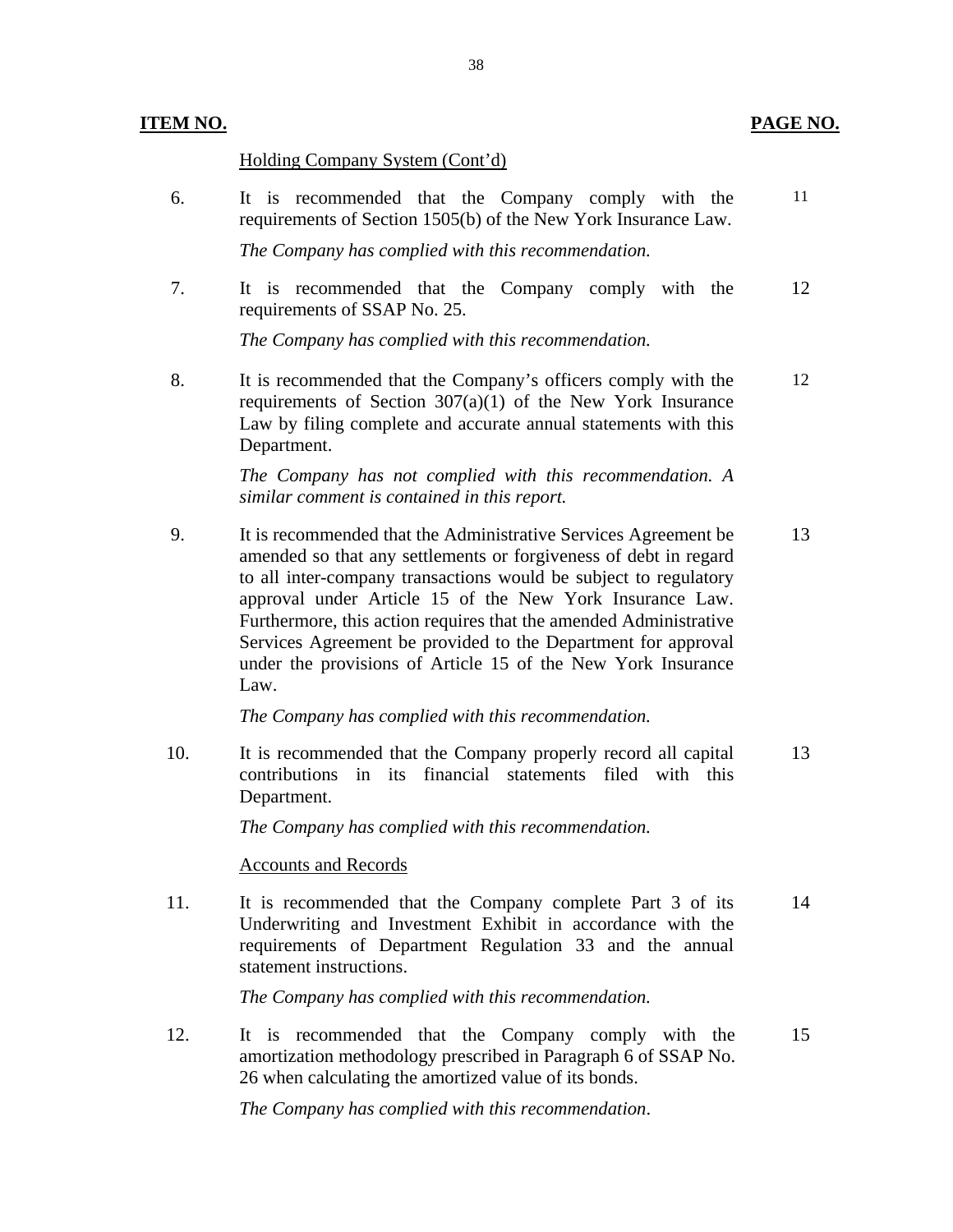| ITEM NO. | | PAGE NO. |
|---|---|---|
| | Holding Company System (Cont'd) | |
| 6. | It is recommended that the Company comply with the requirements of Section 1505(b) of the New York Insurance Law.<br><br>*The Company has complied with this recommendation.* | 11 |
| 7. | It is recommended that the Company comply with the requirements of SSAP No. 25.<br><br>*The Company has complied with this recommendation.* | 12 |
| 8. | It is recommended that the Company's officers comply with the requirements of Section 307(a)(1) of the New York Insurance Law by filing complete and accurate annual statements with this Department.<br><br>*The Company has not complied with this recommendation. A similar comment is contained in this report.* | 12 |
| 9. | It is recommended that the Administrative Services Agreement be amended so that any settlements or forgiveness of debt in regard to all inter-company transactions would be subject to regulatory approval under Article 15 of the New York Insurance Law. Furthermore, this action requires that the amended Administrative Services Agreement be provided to the Department for approval under the provisions of Article 15 of the New York Insurance Law.<br><br>*The Company has complied with this recommendation.* | 13 |
| 10. | It is recommended that the Company properly record all capital contributions in its financial statements filed with this Department.<br><br>*The Company has complied with this recommendation.* | 13 |
| | Accounts and Records | |
| 11. | It is recommended that the Company complete Part 3 of its Underwriting and Investment Exhibit in accordance with the requirements of Department Regulation 33 and the annual statement instructions.<br><br>*The Company has complied with this recommendation.* | 14 |
| 12. | It is recommended that the Company comply with the amortization methodology prescribed in Paragraph 6 of SSAP No. 26 when calculating the amortized value of its bonds.<br><br>*The Company has complied with this recommendation.* | 15 |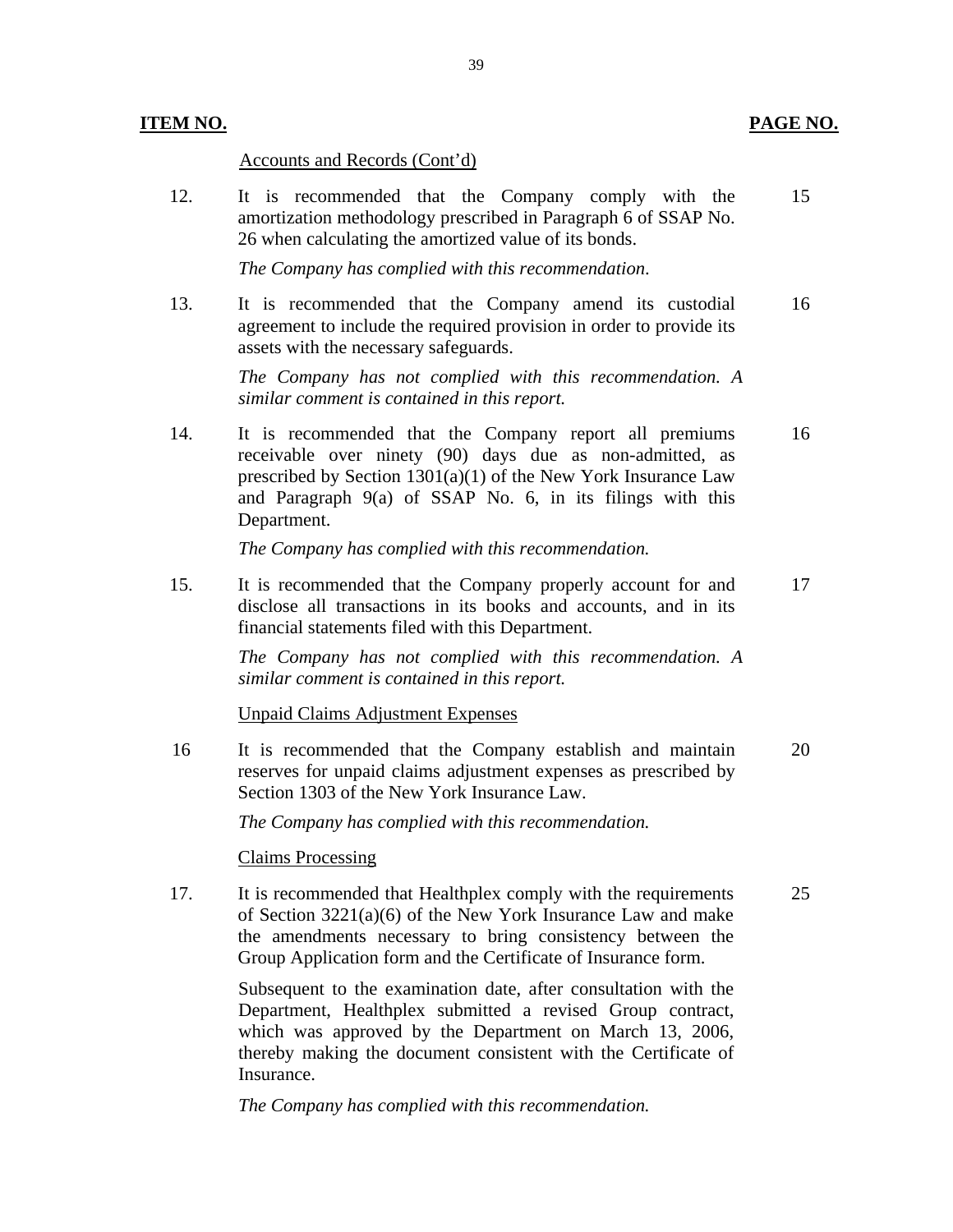| ITEM NO. | | PAGE NO. |
|---|---|---|
| | Accounts and Records (Cont'd) | |
| 12. | It is recommended that the Company comply with the amortization methodology prescribed in Paragraph 6 of SSAP No. 26 when calculating the amortized value of its bonds.<br><br>*The Company has complied with this recommendation.* | 15 |
| 13. | It is recommended that the Company amend its custodial agreement to include the required provision in order to provide its assets with the necessary safeguards.<br><br>*The Company has not complied with this recommendation. A similar comment is contained in this report.* | 16 |
| 14. | It is recommended that the Company report all premiums receivable over ninety (90) days due as non-admitted, as prescribed by Section 1301(a)(1) of the New York Insurance Law and Paragraph 9(a) of SSAP No. 6, in its filings with this Department.<br><br>*The Company has complied with this recommendation.* | 16 |
| 15. | It is recommended that the Company properly account for and disclose all transactions in its books and accounts, and in its financial statements filed with this Department.<br><br>*The Company has not complied with this recommendation. A similar comment is contained in this report.* | 17 |
| | Unpaid Claims Adjustment Expenses | |
| 16 | It is recommended that the Company establish and maintain reserves for unpaid claims adjustment expenses as prescribed by Section 1303 of the New York Insurance Law.<br><br>*The Company has complied with this recommendation.* | 20 |
| | Claims Processing | |
| 17. | It is recommended that Healthplex comply with the requirements of Section 3221(a)(6) of the New York Insurance Law and make the amendments necessary to bring consistency between the Group Application form and the Certificate of Insurance form.<br><br>Subsequent to the examination date, after consultation with the Department, Healthplex submitted a revised Group contract, which was approved by the Department on March 13, 2006, thereby making the document consistent with the Certificate of Insurance.<br><br>*The Company has complied with this recommendation.* | 25 |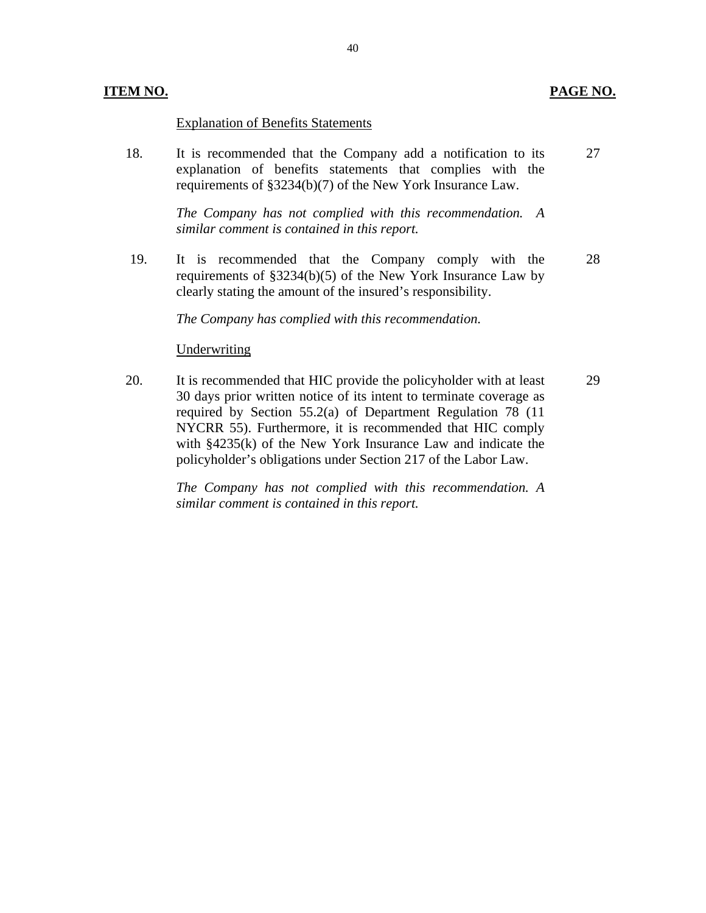| ITEM NO. | | PAGE NO. |
|---|---|---|
| | Explanation of Benefits Statements | |
| 18. | It is recommended that the Company add a notification to its explanation of benefits statements that complies with the requirements of §3234(b)(7) of the New York Insurance Law.<br><br>*The Company has not complied with this recommendation. A similar comment is contained in this report.* | 27 |
| 19. | It is recommended that the Company comply with the requirements of §3234(b)(5) of the New York Insurance Law by clearly stating the amount of the insured's responsibility.<br><br>*The Company has complied with this recommendation.* | 28 |
| | Underwriting | |
| 20. | It is recommended that HIC provide the policyholder with at least 30 days prior written notice of its intent to terminate coverage as required by Section 55.2(a) of Department Regulation 78 (11 NYCRR 55). Furthermore, it is recommended that HIC comply with §4235(k) of the New York Insurance Law and indicate the policyholder's obligations under Section 217 of the Labor Law.<br><br>*The Company has not complied with this recommendation. A similar comment is contained in this report.* | 29 |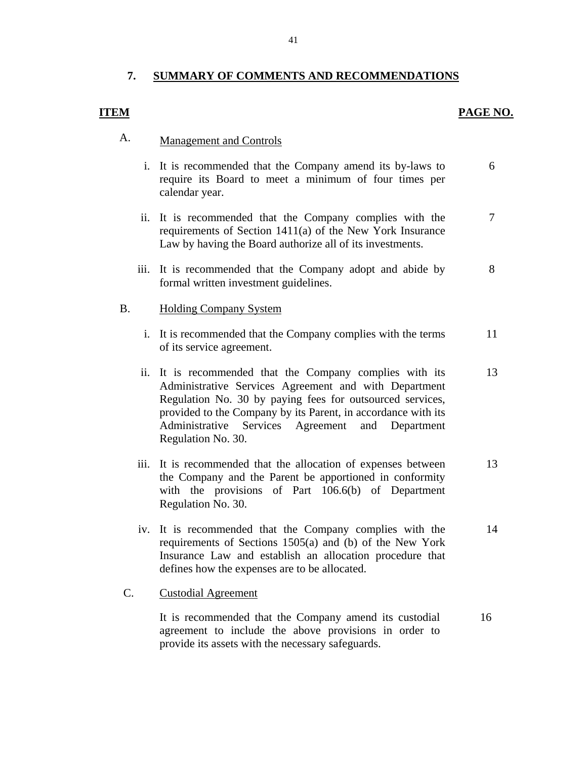## 7. SUMMARY OF COMMENTS AND RECOMMENDATIONS

| ITEM | | PAGE NO. |
|---|---|---|
| A. | Management and Controls | |
| i. | It is recommended that the Company amend its by-laws to require its Board to meet a minimum of four times per calendar year. | 6 |
| ii. | It is recommended that the Company complies with the requirements of Section 1411(a) of the New York Insurance Law by having the Board authorize all of its investments. | 7 |
| iii. | It is recommended that the Company adopt and abide by formal written investment guidelines. | 8 |
| B. | Holding Company System | |
| i. | It is recommended that the Company complies with the terms of its service agreement. | 11 |
| ii. | It is recommended that the Company complies with its Administrative Services Agreement and with Department Regulation No. 30 by paying fees for outsourced services, provided to the Company by its Parent, in accordance with its Administrative Services Agreement and Department Regulation No. 30. | 13 |
| iii. | It is recommended that the allocation of expenses between the Company and the Parent be apportioned in conformity with the provisions of Part 106.6(b) of Department Regulation No. 30. | 13 |
| iv. | It is recommended that the Company complies with the requirements of Sections 1505(a) and (b) of the New York Insurance Law and establish an allocation procedure that defines how the expenses are to be allocated. | 14 |
| C. | Custodial Agreement | |
| | It is recommended that the Company amend its custodial agreement to include the above provisions in order to provide its assets with the necessary safeguards. | 16 |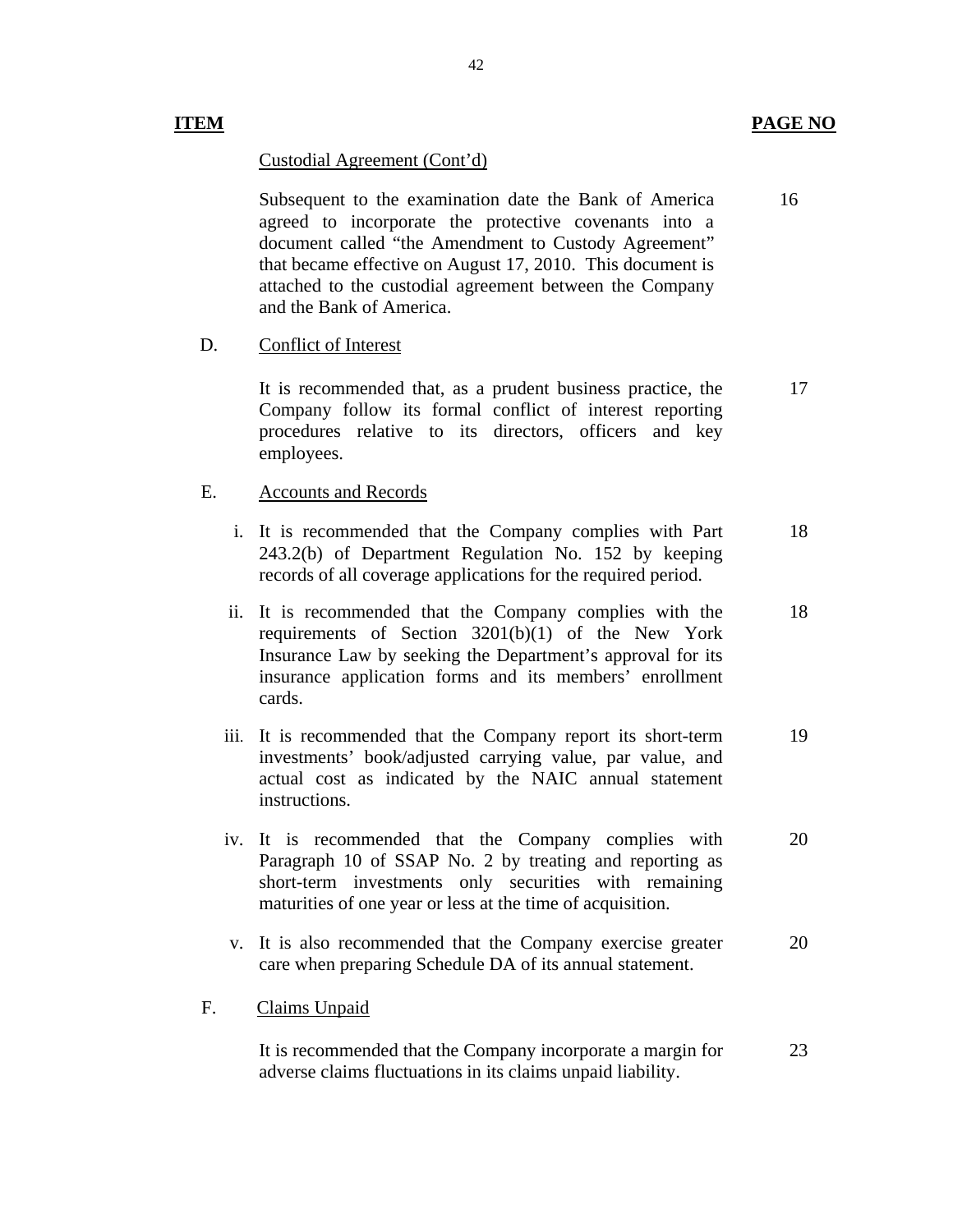| ITEM | | PAGE NO |
|---|---|---|
| | Custodial Agreement (Cont'd) | |
| | Subsequent to the examination date the Bank of America agreed to incorporate the protective covenants into a document called "the Amendment to Custody Agreement" that became effective on August 17, 2010. This document is attached to the custodial agreement between the Company and the Bank of America. | 16 |
| D. | Conflict of Interest | |
| | It is recommended that, as a prudent business practice, the Company follow its formal conflict of interest reporting procedures relative to its directors, officers and key employees. | 17 |
| E. | Accounts and Records | |
| | i. It is recommended that the Company complies with Part 243.2(b) of Department Regulation No. 152 by keeping records of all coverage applications for the required period. | 18 |
| | ii. It is recommended that the Company complies with the requirements of Section 3201(b)(1) of the New York Insurance Law by seeking the Department's approval for its insurance application forms and its members' enrollment cards. | 18 |
| | iii. It is recommended that the Company report its short-term investments' book/adjusted carrying value, par value, and actual cost as indicated by the NAIC annual statement instructions. | 19 |
| | iv. It is recommended that the Company complies with Paragraph 10 of SSAP No. 2 by treating and reporting as short-term investments only securities with remaining maturities of one year or less at the time of acquisition. | 20 |
| | v. It is also recommended that the Company exercise greater care when preparing Schedule DA of its annual statement. | 20 |
| F. | Claims Unpaid | |
| | It is recommended that the Company incorporate a margin for adverse claims fluctuations in its claims unpaid liability. | 23 |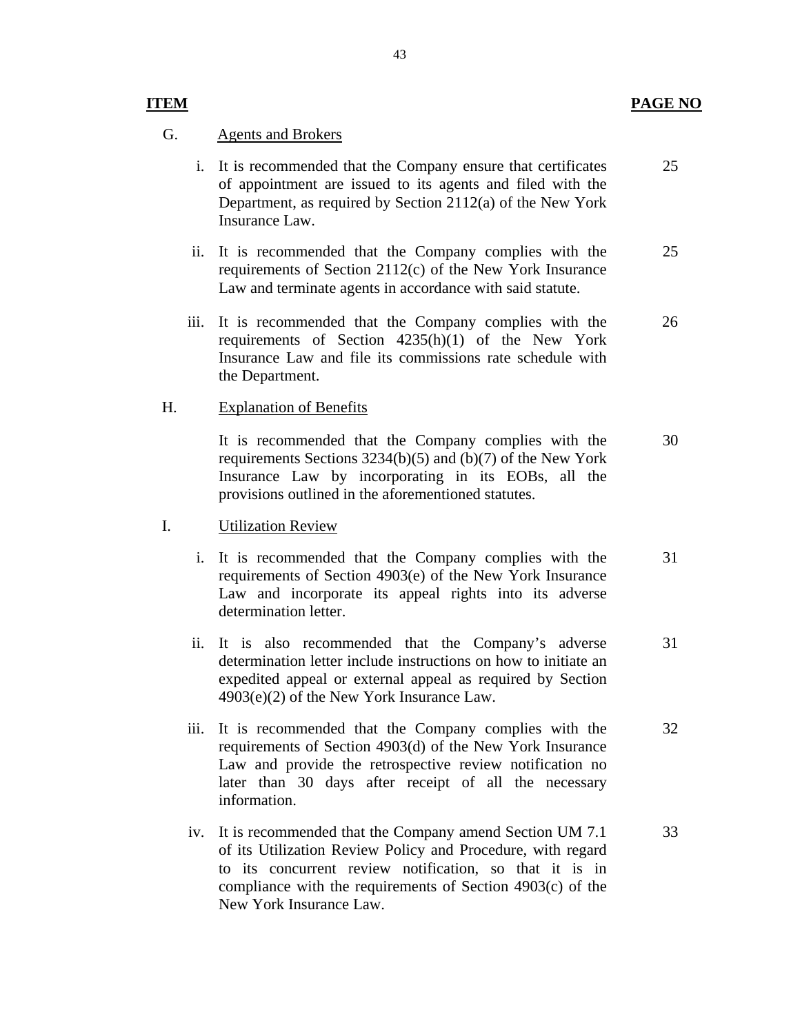| ITEM | | PAGE NO |
|---|---|---|
| G. | Agents and Brokers | |
| i. | It is recommended that the Company ensure that certificates of appointment are issued to its agents and filed with the Department, as required by Section 2112(a) of the New York Insurance Law. | 25 |
| ii. | It is recommended that the Company complies with the requirements of Section 2112(c) of the New York Insurance Law and terminate agents in accordance with said statute. | 25 |
| iii. | It is recommended that the Company complies with the requirements of Section 4235(h)(1) of the New York Insurance Law and file its commissions rate schedule with the Department. | 26 |
| H. | Explanation of Benefits | |
| | It is recommended that the Company complies with the requirements Sections 3234(b)(5) and (b)(7) of the New York Insurance Law by incorporating in its EOBs, all the provisions outlined in the aforementioned statutes. | 30 |
| I. | Utilization Review | |
| i. | It is recommended that the Company complies with the requirements of Section 4903(e) of the New York Insurance Law and incorporate its appeal rights into its adverse determination letter. | 31 |
| ii. | It is also recommended that the Company's adverse determination letter include instructions on how to initiate an expedited appeal or external appeal as required by Section 4903(e)(2) of the New York Insurance Law. | 31 |
| iii. | It is recommended that the Company complies with the requirements of Section 4903(d) of the New York Insurance Law and provide the retrospective review notification no later than 30 days after receipt of all the necessary information. | 32 |
| iv. | It is recommended that the Company amend Section UM 7.1 of its Utilization Review Policy and Procedure, with regard to its concurrent review notification, so that it is in compliance with the requirements of Section 4903(c) of the New York Insurance Law. | 33 |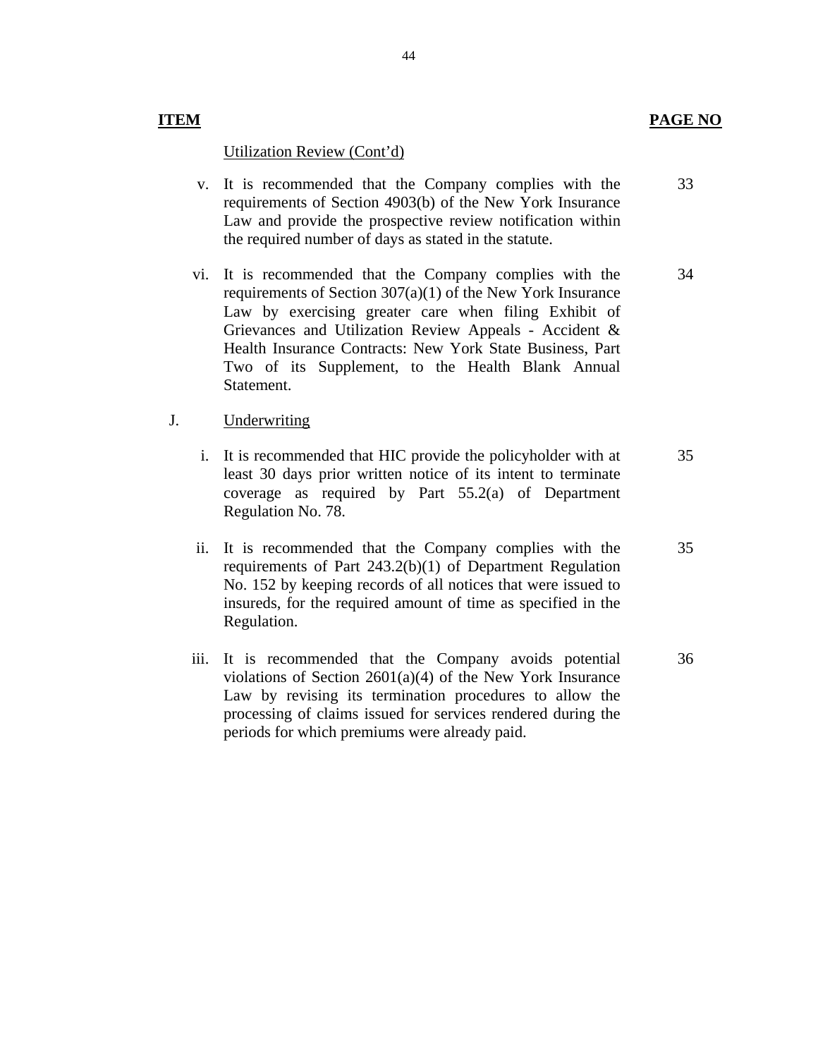| ITEM | | PAGE NO |
|---|---|---|
| | Utilization Review (Cont'd) | |
| v. | It is recommended that the Company complies with the requirements of Section 4903(b) of the New York Insurance Law and provide the prospective review notification within the required number of days as stated in the statute. | 33 |
| vi. | It is recommended that the Company complies with the requirements of Section 307(a)(1) of the New York Insurance Law by exercising greater care when filing Exhibit of Grievances and Utilization Review Appeals - Accident & Health Insurance Contracts: New York State Business, Part Two of its Supplement, to the Health Blank Annual Statement. | 34 |
| J. | Underwriting | |
| i. | It is recommended that HIC provide the policyholder with at least 30 days prior written notice of its intent to terminate coverage as required by Part 55.2(a) of Department Regulation No. 78. | 35 |
| ii. | It is recommended that the Company complies with the requirements of Part 243.2(b)(1) of Department Regulation No. 152 by keeping records of all notices that were issued to insureds, for the required amount of time as specified in the Regulation. | 35 |
| iii. | It is recommended that the Company avoids potential violations of Section 2601(a)(4) of the New York Insurance Law by revising its termination procedures to allow the processing of claims issued for services rendered during the periods for which premiums were already paid. | 36 |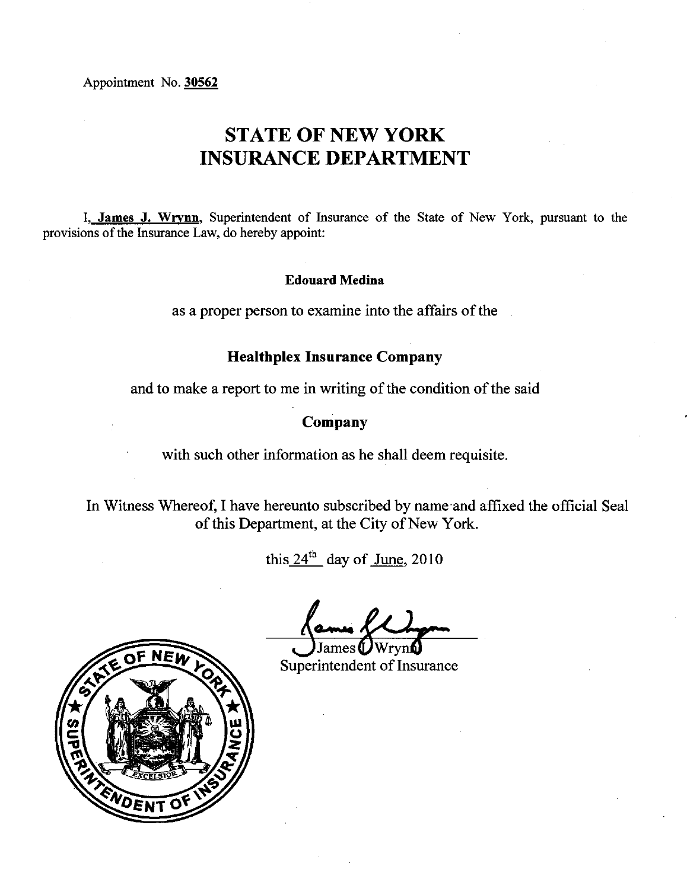Appointment No. **30562**

# STATE OF NEW YORK
# INSURANCE DEPARTMENT

I, **James J. Wrynn**, Superintendent of Insurance of the State of New York, pursuant to the provisions of the Insurance Law, do hereby appoint:

**Edouard Medina**

as a proper person to examine into the affairs of the

**Healthplex Insurance Company**

and to make a report to me in writing of the condition of the said

**Company**

with such other information as he shall deem requisite.

In Witness Whereof, I have hereunto subscribed by name and affixed the official Seal of this Department, at the City of New York.

this 24th day of June, 2010

James J. Wrynn
Superintendent of Insurance

STATE OF NEW YORK ★ SUPERINTENDENT OF INSURANCE ★ EXCELSIOR